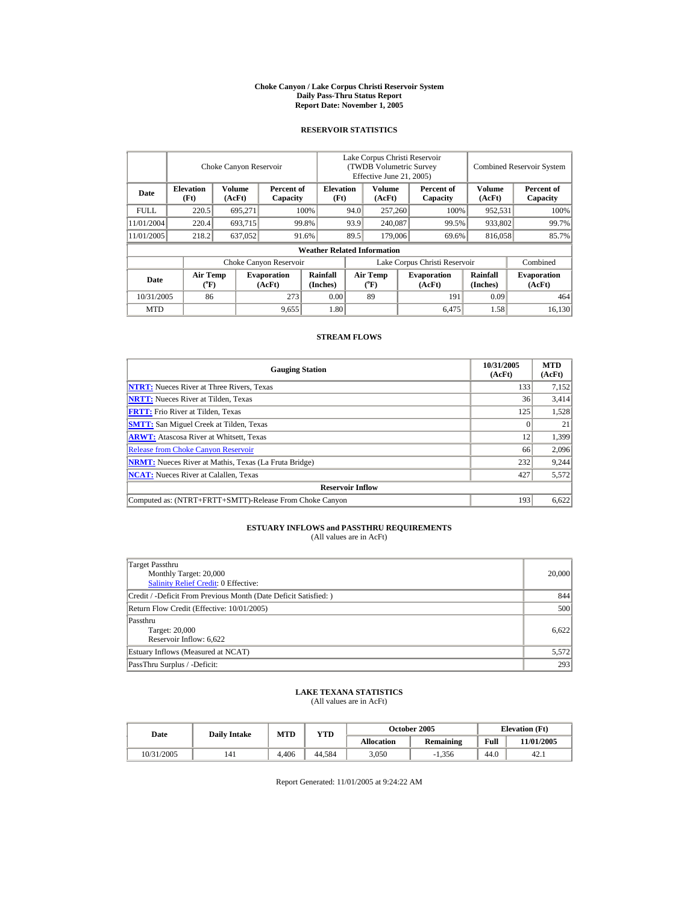# Choke Canyon / Lake Corpus Christi Reservoir System
## Daily Pass-Thru Status Report
## Report Date: November 1, 2005

### RESERVOIR STATISTICS

| | Choke Canyon Reservoir | | | Lake Corpus Christi Reservoir (TWDB Volumetric Survey Effective June 21, 2005) | | | Combined Reservoir System | |
|---|---|---|---|---|---|---|---|---|
| Date | Elevation (Ft) | Volume (AcFt) | Percent of Capacity | Elevation (Ft) | Volume (AcFt) | Percent of Capacity | Volume (AcFt) | Percent of Capacity |
| FULL | 220.5 | 695,271 | 100% | 94.0 | 257,260 | 100% | 952,531 | 100% |
| 11/01/2004 | 220.4 | 693,715 | 99.8% | 93.9 | 240,087 | 99.5% | 933,802 | 99.7% |
| 11/01/2005 | 218.2 | 637,052 | 91.6% | 89.5 | 179,006 | 69.6% | 816,058 | 85.7% |

**Weather Related Information**

| | Choke Canyon Reservoir | | | Lake Corpus Christi Reservoir | | | Combined |
|---|---|---|---|---|---|---|---|
| Date | Air Temp (°F) | Evaporation (AcFt) | Rainfall (Inches) | Air Temp (°F) | Evaporation (AcFt) | Rainfall (Inches) | Evaporation (AcFt) |
| 10/31/2005 | 86 | 273 | 0.00 | 89 | 191 | 0.09 | 464 |
| MTD | | 9,655 | 1.80 | | 6,475 | 1.58 | 16,130 |

### STREAM FLOWS

| Gauging Station | 10/31/2005 (AcFt) | MTD (AcFt) |
|---|---|---|
| NTRT: Nueces River at Three Rivers, Texas | 133 | 7,152 |
| NRTT: Nueces River at Tilden, Texas | 36 | 3,414 |
| FRTT: Frio River at Tilden, Texas | 125 | 1,528 |
| SMTT: San Miguel Creek at Tilden, Texas | 0 | 21 |
| ARWT: Atascosa River at Whitsett, Texas | 12 | 1,399 |
| Release from Choke Canyon Reservoir | 66 | 2,096 |
| NRMT: Nueces River at Mathis, Texas (La Fruta Bridge) | 232 | 9,244 |
| NCAT: Nueces River at Calallen, Texas | 427 | 5,572 |
| **Reservoir Inflow** | | |
| Computed as: (NTRT+FRTT+SMTT)-Release From Choke Canyon | 193 | 6,622 |

### ESTUARY INFLOWS and PASSTHRU REQUIREMENTS
(All values are in AcFt)

| | |
|---|---|
| Target Passthru<br>Monthly Target: 20,000<br>Salinity Relief Credit: 0 Effective: | 20,000 |
| Credit / -Deficit From Previous Month (Date Deficit Satisfied: ) | 844 |
| Return Flow Credit (Effective: 10/01/2005) | 500 |
| Passthru<br>Target: 20,000<br>Reservoir Inflow: 6,622 | 6,622 |
| Estuary Inflows (Measured at NCAT) | 5,572 |
| PassThru Surplus / -Deficit: | 293 |

### LAKE TEXANA STATISTICS
(All values are in AcFt)

| Date | Daily Intake | MTD | YTD | October 2005 | | Elevation (Ft) | |
|---|---|---|---|---|---|---|---|
| | | | | Allocation | Remaining | Full | 11/01/2005 |
| 10/31/2005 | 141 | 4,406 | 44,584 | 3,050 | -1,356 | 44.0 | 42.1 |

Report Generated: 11/01/2005 at 9:24:22 AM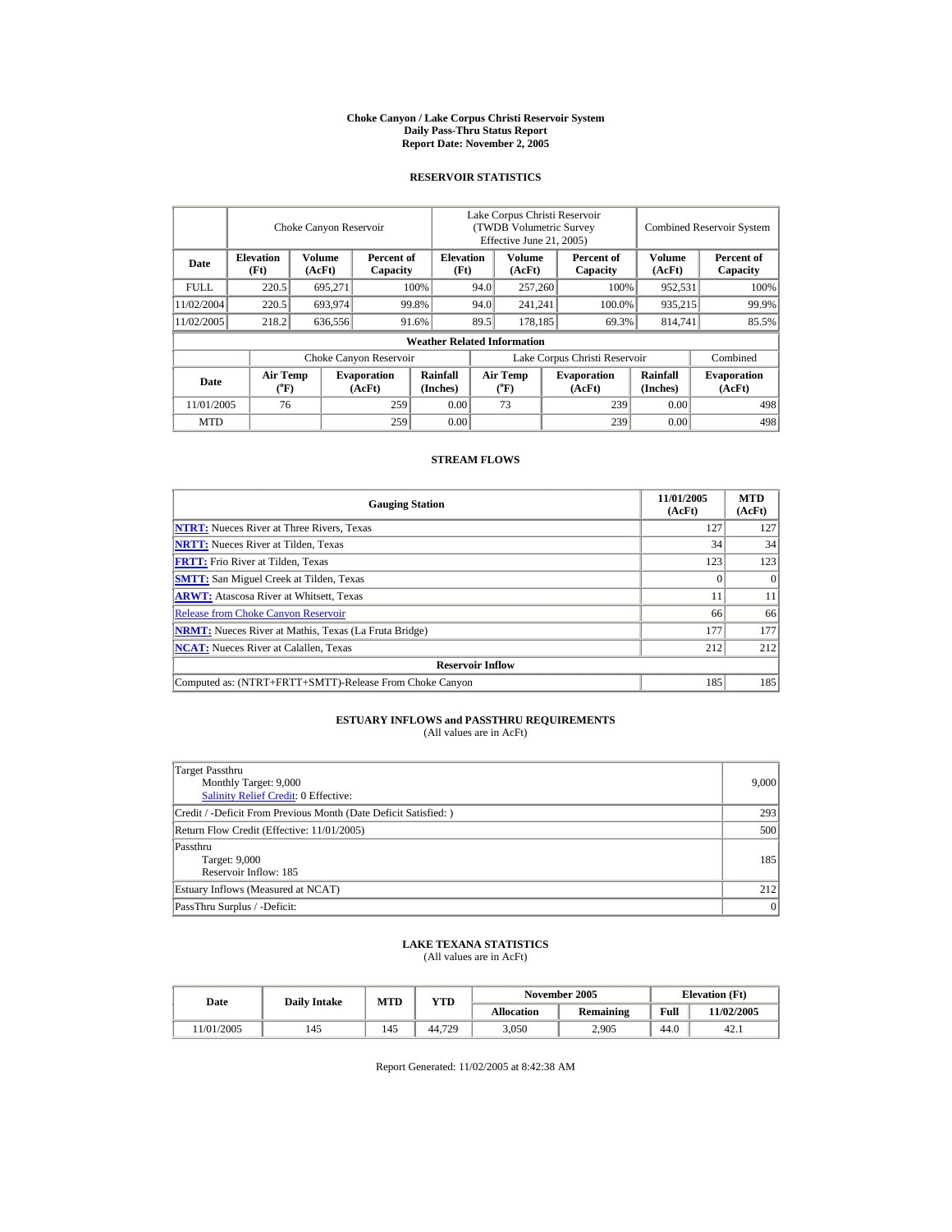# Choke Canyon / Lake Corpus Christi Reservoir System
## Daily Pass-Thru Status Report
### Report Date: November 2, 2005

## RESERVOIR STATISTICS

| | Choke Canyon Reservoir | | | Lake Corpus Christi Reservoir (TWDB Volumetric Survey Effective June 21, 2005) | | | Combined Reservoir System | |
|---|---|---|---|---|---|---|---|---|
| Date | Elevation (Ft) | Volume (AcFt) | Percent of Capacity | Elevation (Ft) | Volume (AcFt) | Percent of Capacity | Volume (AcFt) | Percent of Capacity |
| FULL | 220.5 | 695,271 | 100% | 94.0 | 257,260 | 100% | 952,531 | 100% |
| 11/02/2004 | 220.5 | 693,974 | 99.8% | 94.0 | 241,241 | 100.0% | 935,215 | 99.9% |
| 11/02/2005 | 218.2 | 636,556 | 91.6% | 89.5 | 178,185 | 69.3% | 814,741 | 85.5% |

**Weather Related Information**

| | Choke Canyon Reservoir | | | Lake Corpus Christi Reservoir | | | Combined |
|---|---|---|---|---|---|---|---|
| Date | Air Temp (°F) | Evaporation (AcFt) | Rainfall (Inches) | Air Temp (°F) | Evaporation (AcFt) | Rainfall (Inches) | Evaporation (AcFt) |
| 11/01/2005 | 76 | 259 | 0.00 | 73 | 239 | 0.00 | 498 |
| MTD | | 259 | 0.00 | | 239 | 0.00 | 498 |

## STREAM FLOWS

| Gauging Station | 11/01/2005 (AcFt) | MTD (AcFt) |
|---|---|---|
| NTRT: Nueces River at Three Rivers, Texas | 127 | 127 |
| NRTT: Nueces River at Tilden, Texas | 34 | 34 |
| FRTT: Frio River at Tilden, Texas | 123 | 123 |
| SMTT: San Miguel Creek at Tilden, Texas | 0 | 0 |
| ARWT: Atascosa River at Whitsett, Texas | 11 | 11 |
| Release from Choke Canyon Reservoir | 66 | 66 |
| NRMT: Nueces River at Mathis, Texas (La Fruta Bridge) | 177 | 177 |
| NCAT: Nueces River at Calallen, Texas | 212 | 212 |
| **Reservoir Inflow** | | |
| Computed as: (NTRT+FRTT+SMTT)-Release From Choke Canyon | 185 | 185 |

## ESTUARY INFLOWS and PASSTHRU REQUIREMENTS
(All values are in AcFt)

| | |
|---|---|
| Target Passthru<br>Monthly Target: 9,000<br>Salinity Relief Credit: 0 Effective: | 9,000 |
| Credit / -Deficit From Previous Month (Date Deficit Satisfied: ) | 293 |
| Return Flow Credit (Effective: 11/01/2005) | 500 |
| Passthru<br>Target: 9,000<br>Reservoir Inflow: 185 | 185 |
| Estuary Inflows (Measured at NCAT) | 212 |
| PassThru Surplus / -Deficit: | 0 |

## LAKE TEXANA STATISTICS
(All values are in AcFt)

| Date | Daily Intake | MTD | YTD | November 2005 | | Elevation (Ft) | |
|---|---|---|---|---|---|---|---|
| | | | | Allocation | Remaining | Full | 11/02/2005 |
| 11/01/2005 | 145 | 145 | 44,729 | 3,050 | 2,905 | 44.0 | 42.1 |

Report Generated: 11/02/2005 at 8:42:38 AM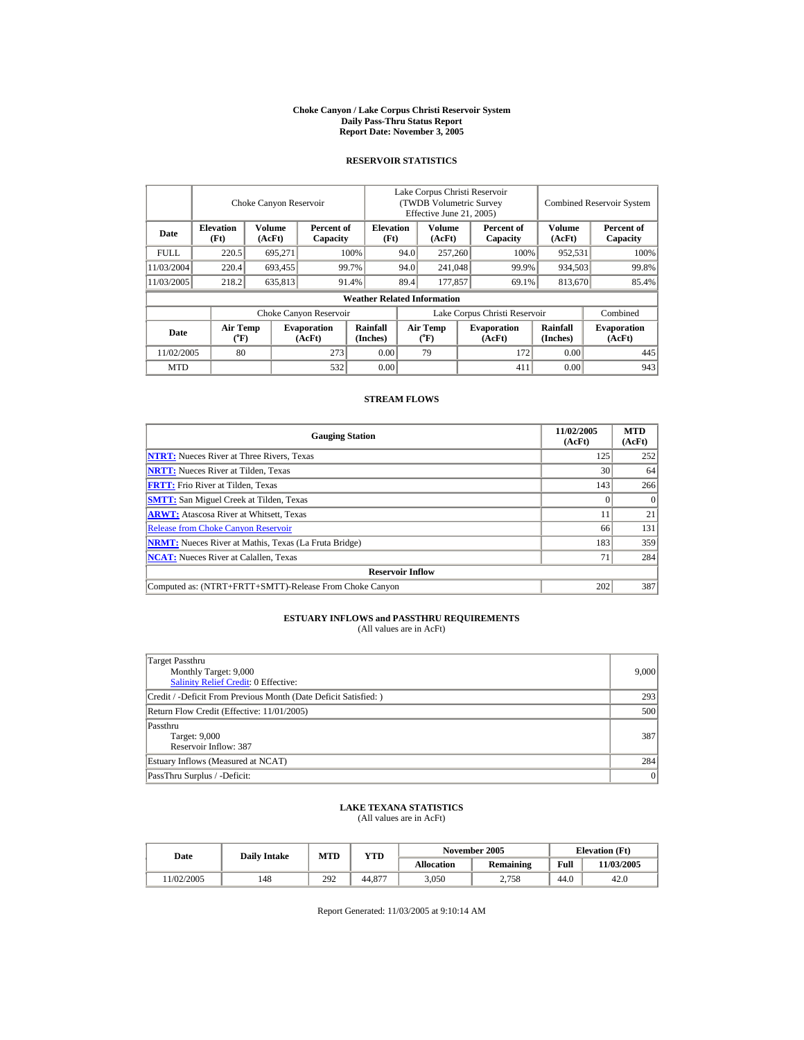# Choke Canyon / Lake Corpus Christi Reservoir System
## Daily Pass-Thru Status Report
### Report Date: November 3, 2005

## RESERVOIR STATISTICS

| | Choke Canyon Reservoir | | | Lake Corpus Christi Reservoir (TWDB Volumetric Survey Effective June 21, 2005) | | | Combined Reservoir System | |
|---|---|---|---|---|---|---|---|---|
| Date | Elevation (Ft) | Volume (AcFt) | Percent of Capacity | Elevation (Ft) | Volume (AcFt) | Percent of Capacity | Volume (AcFt) | Percent of Capacity |
| FULL | 220.5 | 695,271 | 100% | 94.0 | 257,260 | 100% | 952,531 | 100% |
| 11/03/2004 | 220.4 | 693,455 | 99.7% | 94.0 | 241,048 | 99.9% | 934,503 | 99.8% |
| 11/03/2005 | 218.2 | 635,813 | 91.4% | 89.4 | 177,857 | 69.1% | 813,670 | 85.4% |

**Weather Related Information**

| | Choke Canyon Reservoir | | | Lake Corpus Christi Reservoir | | | Combined |
|---|---|---|---|---|---|---|---|
| Date | Air Temp (°F) | Evaporation (AcFt) | Rainfall (Inches) | Air Temp (°F) | Evaporation (AcFt) | Rainfall (Inches) | Evaporation (AcFt) |
| 11/02/2005 | 80 | 273 | 0.00 | 79 | 172 | 0.00 | 445 |
| MTD | | 532 | 0.00 | | 411 | 0.00 | 943 |

## STREAM FLOWS

| Gauging Station | 11/02/2005 (AcFt) | MTD (AcFt) |
|---|---|---|
| NTRT: Nueces River at Three Rivers, Texas | 125 | 252 |
| NRTT: Nueces River at Tilden, Texas | 30 | 64 |
| FRTT: Frio River at Tilden, Texas | 143 | 266 |
| SMTT: San Miguel Creek at Tilden, Texas | 0 | 0 |
| ARWT: Atascosa River at Whitsett, Texas | 11 | 21 |
| Release from Choke Canyon Reservoir | 66 | 131 |
| NRMT: Nueces River at Mathis, Texas (La Fruta Bridge) | 183 | 359 |
| NCAT: Nueces River at Calallen, Texas | 71 | 284 |
| **Reservoir Inflow** | | |
| Computed as: (NTRT+FRTT+SMTT)-Release From Choke Canyon | 202 | 387 |

## ESTUARY INFLOWS and PASSTHRU REQUIREMENTS
(All values are in AcFt)

| | |
|---|---|
| Target Passthru<br>Monthly Target: 9,000<br>Salinity Relief Credit: 0 Effective: | 9,000 |
| Credit / -Deficit From Previous Month (Date Deficit Satisfied: ) | 293 |
| Return Flow Credit (Effective: 11/01/2005) | 500 |
| Passthru<br>Target: 9,000<br>Reservoir Inflow: 387 | 387 |
| Estuary Inflows (Measured at NCAT) | 284 |
| PassThru Surplus / -Deficit: | 0 |

## LAKE TEXANA STATISTICS
(All values are in AcFt)

| Date | Daily Intake | MTD | YTD | November 2005 | | Elevation (Ft) | |
|---|---|---|---|---|---|---|---|
| | | | | Allocation | Remaining | Full | 11/03/2005 |
| 11/02/2005 | 148 | 292 | 44,877 | 3,050 | 2,758 | 44.0 | 42.0 |

Report Generated: 11/03/2005 at 9:10:14 AM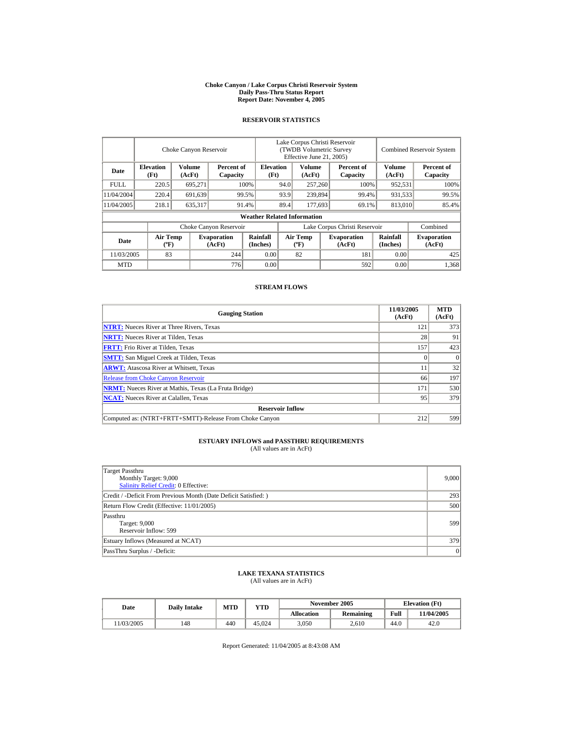# Choke Canyon / Lake Corpus Christi Reservoir System
## Daily Pass-Thru Status Report
## Report Date: November 4, 2005

### RESERVOIR STATISTICS

| Date | Choke Canyon Reservoir | | | Lake Corpus Christi Reservoir (TWDB Volumetric Survey Effective June 21, 2005) | | | Combined Reservoir System | |
|---|---|---|---|---|---|---|---|---|
| | Elevation (Ft) | Volume (AcFt) | Percent of Capacity | Elevation (Ft) | Volume (AcFt) | Percent of Capacity | Volume (AcFt) | Percent of Capacity |
| FULL | 220.5 | 695,271 | 100% | 94.0 | 257,260 | 100% | 952,531 | 100% |
| 11/04/2004 | 220.4 | 691,639 | 99.5% | 93.9 | 239,894 | 99.4% | 931,533 | 99.5% |
| 11/04/2005 | 218.1 | 635,317 | 91.4% | 89.4 | 177,693 | 69.1% | 813,010 | 85.4% |

**Weather Related Information**

| Date | Choke Canyon Reservoir | | | Lake Corpus Christi Reservoir | | | Combined |
|---|---|---|---|---|---|---|---|
| | Air Temp (ºF) | Evaporation (AcFt) | Rainfall (Inches) | Air Temp (ºF) | Evaporation (AcFt) | Rainfall (Inches) | Evaporation (AcFt) |
| 11/03/2005 | 83 | 244 | 0.00 | 82 | 181 | 0.00 | 425 |
| MTD | | 776 | 0.00 | | 592 | 0.00 | 1,368 |

### STREAM FLOWS

| Gauging Station | 11/03/2005 (AcFt) | MTD (AcFt) |
|---|---|---|
| **NTRT:** Nueces River at Three Rivers, Texas | 121 | 373 |
| **NRTT:** Nueces River at Tilden, Texas | 28 | 91 |
| **FRTT:** Frio River at Tilden, Texas | 157 | 423 |
| **SMTT:** San Miguel Creek at Tilden, Texas | 0 | 0 |
| **ARWT:** Atascosa River at Whitsett, Texas | 11 | 32 |
| Release from Choke Canyon Reservoir | 66 | 197 |
| **NRMT:** Nueces River at Mathis, Texas (La Fruta Bridge) | 171 | 530 |
| **NCAT:** Nueces River at Calallen, Texas | 95 | 379 |
| **Reservoir Inflow** | | |
| Computed as: (NTRT+FRTT+SMTT)-Release From Choke Canyon | 212 | 599 |

### ESTUARY INFLOWS and PASSTHRU REQUIREMENTS
(All values are in AcFt)

| | |
|---|---|
| Target Passthru<br>Monthly Target: 9,000<br>Salinity Relief Credit: 0 Effective: | 9,000 |
| Credit / -Deficit From Previous Month (Date Deficit Satisfied: ) | 293 |
| Return Flow Credit (Effective: 11/01/2005) | 500 |
| Passthru<br>Target: 9,000<br>Reservoir Inflow: 599 | 599 |
| Estuary Inflows (Measured at NCAT) | 379 |
| PassThru Surplus / -Deficit: | 0 |

### LAKE TEXANA STATISTICS
(All values are in AcFt)

| Date | Daily Intake | MTD | YTD | November 2005 | | Elevation (Ft) | |
|---|---|---|---|---|---|---|---|
| | | | | Allocation | Remaining | Full | 11/04/2005 |
| 11/03/2005 | 148 | 440 | 45,024 | 3,050 | 2,610 | 44.0 | 42.0 |

Report Generated: 11/04/2005 at 8:43:08 AM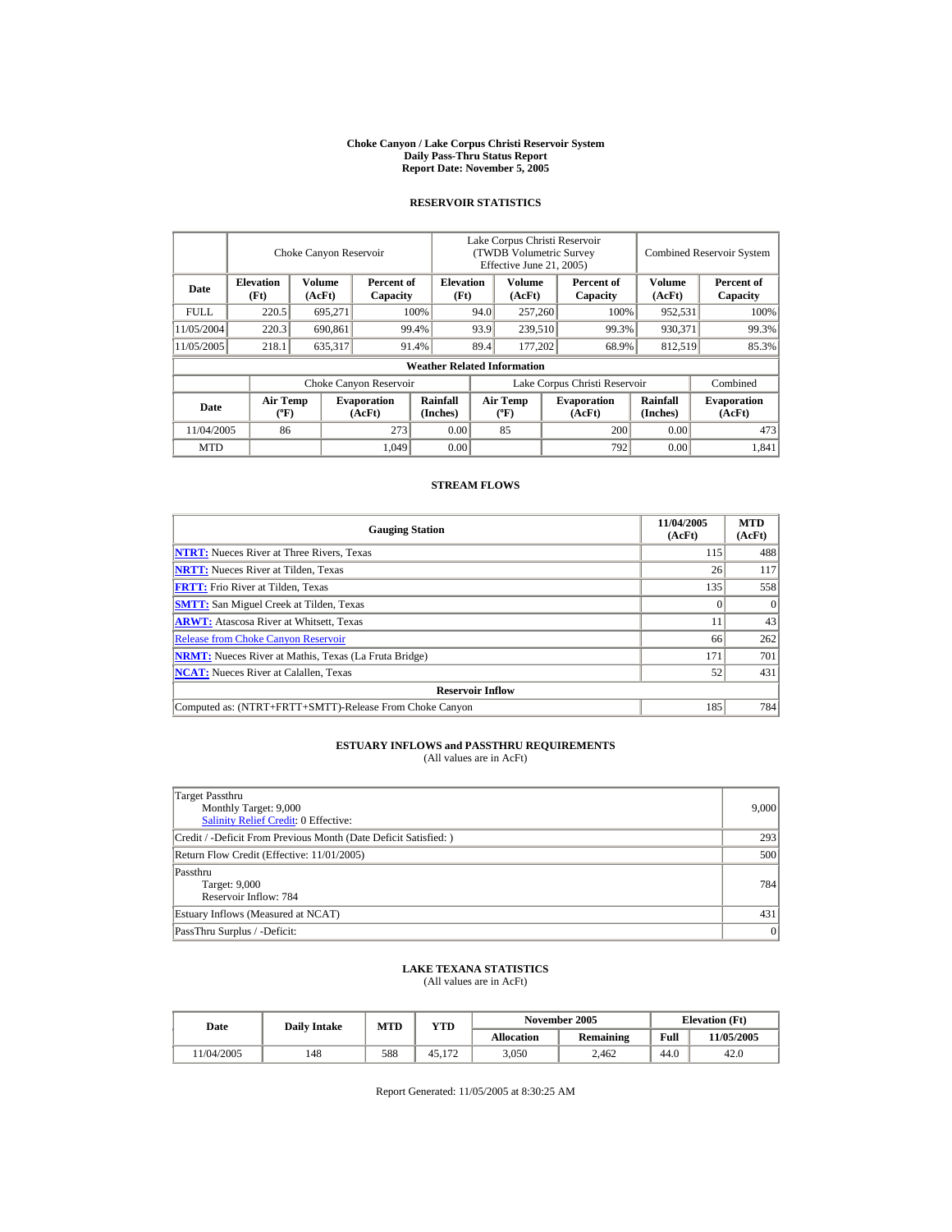# Choke Canyon / Lake Corpus Christi Reservoir System
## Daily Pass-Thru Status Report
### Report Date: November 5, 2005

## RESERVOIR STATISTICS

| Date | Choke Canyon Reservoir | | | Lake Corpus Christi Reservoir (TWDB Volumetric Survey Effective June 21, 2005) | | | Combined Reservoir System | |
|---|---|---|---|---|---|---|---|---|
| | Elevation (Ft) | Volume (AcFt) | Percent of Capacity | Elevation (Ft) | Volume (AcFt) | Percent of Capacity | Volume (AcFt) | Percent of Capacity |
| FULL | 220.5 | 695,271 | 100% | 94.0 | 257,260 | 100% | 952,531 | 100% |
| 11/05/2004 | 220.3 | 690,861 | 99.4% | 93.9 | 239,510 | 99.3% | 930,371 | 99.3% |
| 11/05/2005 | 218.1 | 635,317 | 91.4% | 89.4 | 177,202 | 68.9% | 812,519 | 85.3% |

**Weather Related Information**

| Date | Choke Canyon Reservoir | | | Lake Corpus Christi Reservoir | | | Combined |
|---|---|---|---|---|---|---|---|
| | Air Temp (ºF) | Evaporation (AcFt) | Rainfall (Inches) | Air Temp (ºF) | Evaporation (AcFt) | Rainfall (Inches) | Evaporation (AcFt) |
| 11/04/2005 | 86 | 273 | 0.00 | 85 | 200 | 0.00 | 473 |
| MTD | | 1,049 | 0.00 | | 792 | 0.00 | 1,841 |

## STREAM FLOWS

| Gauging Station | 11/04/2005 (AcFt) | MTD (AcFt) |
|---|---|---|
| **NTRT:** Nueces River at Three Rivers, Texas | 115 | 488 |
| **NRTT:** Nueces River at Tilden, Texas | 26 | 117 |
| **FRTT:** Frio River at Tilden, Texas | 135 | 558 |
| **SMTT:** San Miguel Creek at Tilden, Texas | 0 | 0 |
| **ARWT:** Atascosa River at Whitsett, Texas | 11 | 43 |
| Release from Choke Canyon Reservoir | 66 | 262 |
| **NRMT:** Nueces River at Mathis, Texas (La Fruta Bridge) | 171 | 701 |
| **NCAT:** Nueces River at Calallen, Texas | 52 | 431 |
| **Reservoir Inflow** | | |
| Computed as: (NTRT+FRTT+SMTT)-Release From Choke Canyon | 185 | 784 |

## ESTUARY INFLOWS and PASSTHRU REQUIREMENTS
(All values are in AcFt)

| | |
|---|---|
| Target Passthru<br>Monthly Target: 9,000<br>Salinity Relief Credit: 0 Effective: | 9,000 |
| Credit / -Deficit From Previous Month (Date Deficit Satisfied: ) | 293 |
| Return Flow Credit (Effective: 11/01/2005) | 500 |
| Passthru<br>Target: 9,000<br>Reservoir Inflow: 784 | 784 |
| Estuary Inflows (Measured at NCAT) | 431 |
| PassThru Surplus / -Deficit: | 0 |

## LAKE TEXANA STATISTICS
(All values are in AcFt)

| Date | Daily Intake | MTD | YTD | November 2005 | | Elevation (Ft) | |
|---|---|---|---|---|---|---|---|
| | | | | Allocation | Remaining | Full | 11/05/2005 |
| 11/04/2005 | 148 | 588 | 45,172 | 3,050 | 2,462 | 44.0 | 42.0 |

Report Generated: 11/05/2005 at 8:30:25 AM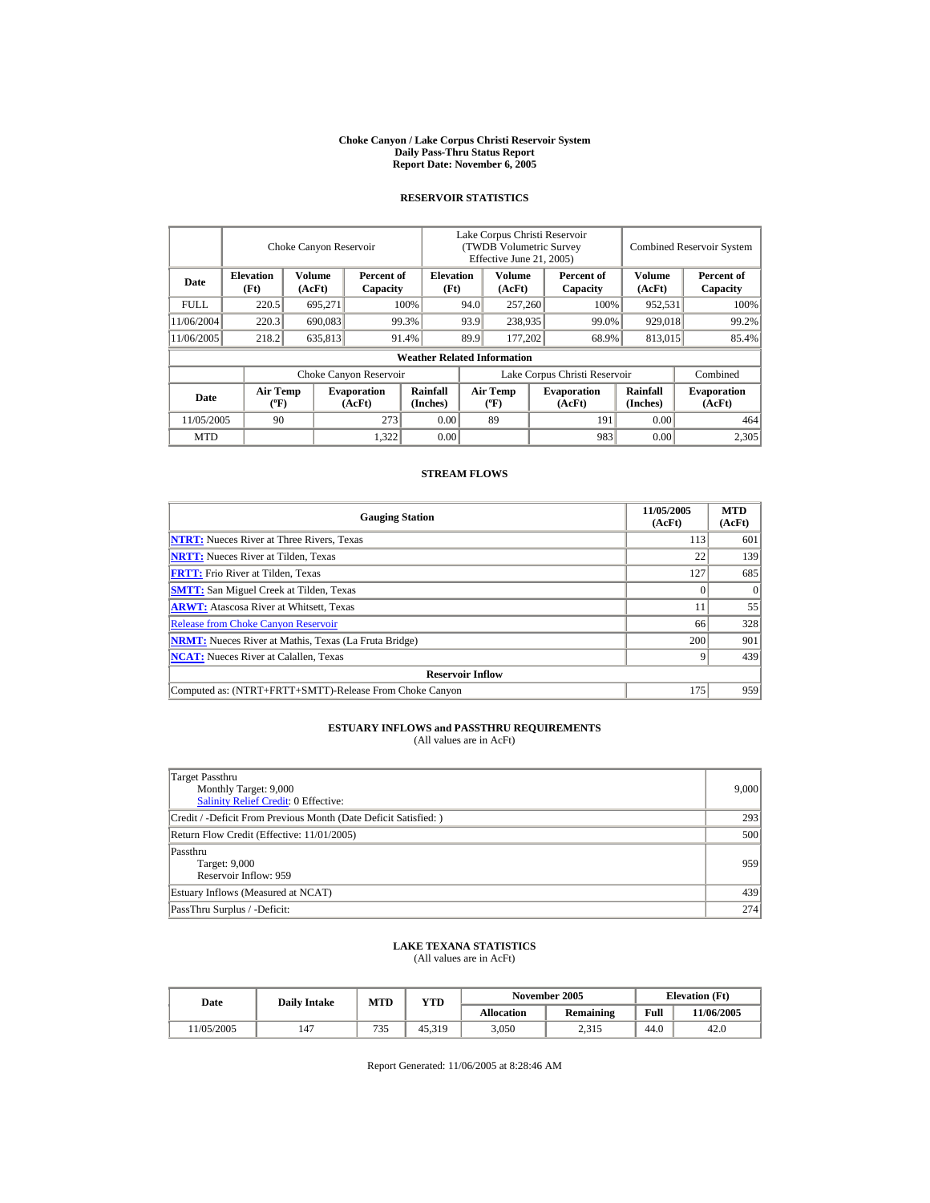**Choke Canyon / Lake Corpus Christi Reservoir System**
**Daily Pass-Thru Status Report**
**Report Date: November 6, 2005**

## RESERVOIR STATISTICS

| Date | Choke Canyon Reservoir | | | Lake Corpus Christi Reservoir (TWDB Volumetric Survey Effective June 21, 2005) | | | Combined Reservoir System | |
|---|---|---|---|---|---|---|---|---|
| | **Elevation (Ft)** | **Volume (AcFt)** | **Percent of Capacity** | **Elevation (Ft)** | **Volume (AcFt)** | **Percent of Capacity** | **Volume (AcFt)** | **Percent of Capacity** |
| FULL | 220.5 | 695,271 | 100% | 94.0 | 257,260 | 100% | 952,531 | 100% |
| 11/06/2004 | 220.3 | 690,083 | 99.3% | 93.9 | 238,935 | 99.0% | 929,018 | 99.2% |
| 11/06/2005 | 218.2 | 635,813 | 91.4% | 89.9 | 177,202 | 68.9% | 813,015 | 85.4% |

**Weather Related Information**

| Date | Choke Canyon Reservoir | | | Lake Corpus Christi Reservoir | | | Combined |
|---|---|---|---|---|---|---|---|
| | **Air Temp (ºF)** | **Evaporation (AcFt)** | **Rainfall (Inches)** | **Air Temp (ºF)** | **Evaporation (AcFt)** | **Rainfall (Inches)** | **Evaporation (AcFt)** |
| 11/05/2005 | 90 | 273 | 0.00 | 89 | 191 | 0.00 | 464 |
| MTD | | 1,322 | 0.00 | | 983 | 0.00 | 2,305 |

## STREAM FLOWS

| Gauging Station | 11/05/2005 (AcFt) | MTD (AcFt) |
|---|---|---|
| **NTRT:** Nueces River at Three Rivers, Texas | 113 | 601 |
| **NRTT:** Nueces River at Tilden, Texas | 22 | 139 |
| **FRTT:** Frio River at Tilden, Texas | 127 | 685 |
| **SMTT:** San Miguel Creek at Tilden, Texas | 0 | 0 |
| **ARWT:** Atascosa River at Whitsett, Texas | 11 | 55 |
| Release from Choke Canyon Reservoir | 66 | 328 |
| **NRMT:** Nueces River at Mathis, Texas (La Fruta Bridge) | 200 | 901 |
| **NCAT:** Nueces River at Calallen, Texas | 9 | 439 |
| **Reservoir Inflow** | | |
| Computed as: (NTRT+FRTT+SMTT)-Release From Choke Canyon | 175 | 959 |

## ESTUARY INFLOWS and PASSTHRU REQUIREMENTS
(All values are in AcFt)

| | |
|---|---|
| Target Passthru<br>Monthly Target: 9,000<br>Salinity Relief Credit: 0 Effective: | 9,000 |
| Credit / -Deficit From Previous Month (Date Deficit Satisfied: ) | 293 |
| Return Flow Credit (Effective: 11/01/2005) | 500 |
| Passthru<br>Target: 9,000<br>Reservoir Inflow: 959 | 959 |
| Estuary Inflows (Measured at NCAT) | 439 |
| PassThru Surplus / -Deficit: | 274 |

## LAKE TEXANA STATISTICS
(All values are in AcFt)

| Date | Daily Intake | MTD | YTD | November 2005 | | Elevation (Ft) | |
|---|---|---|---|---|---|---|---|
| | | | | **Allocation** | **Remaining** | **Full** | **11/06/2005** |
| 11/05/2005 | 147 | 735 | 45,319 | 3,050 | 2,315 | 44.0 | 42.0 |

Report Generated: 11/06/2005 at 8:28:46 AM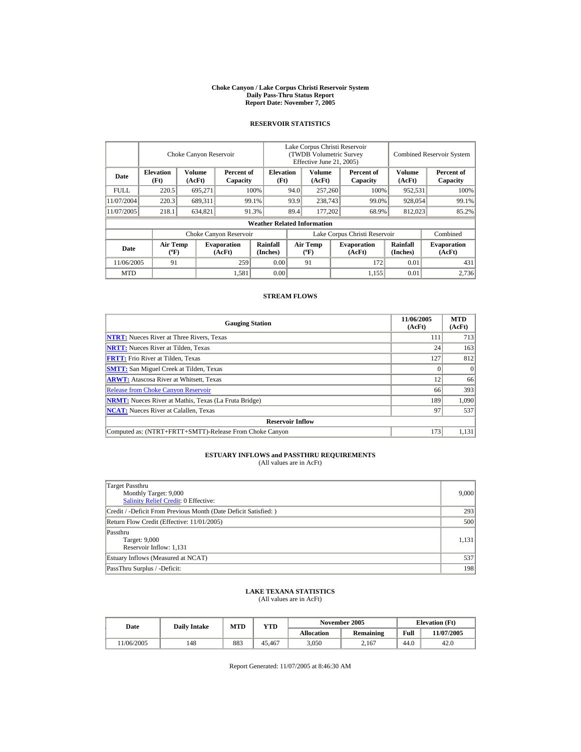**Choke Canyon / Lake Corpus Christi Reservoir System**
**Daily Pass-Thru Status Report**
**Report Date: November 7, 2005**

## RESERVOIR STATISTICS

| | Choke Canyon Reservoir | | | Lake Corpus Christi Reservoir (TWDB Volumetric Survey Effective June 21, 2005) | | | Combined Reservoir System | |
|---|---|---|---|---|---|---|---|---|
| **Date** | **Elevation (Ft)** | **Volume (AcFt)** | **Percent of Capacity** | **Elevation (Ft)** | **Volume (AcFt)** | **Percent of Capacity** | **Volume (AcFt)** | **Percent of Capacity** |
| FULL | 220.5 | 695,271 | 100% | 94.0 | 257,260 | 100% | 952,531 | 100% |
| 11/07/2004 | 220.3 | 689,311 | 99.1% | 93.9 | 238,743 | 99.0% | 928,054 | 99.1% |
| 11/07/2005 | 218.1 | 634,821 | 91.3% | 89.4 | 177,202 | 68.9% | 812,023 | 85.2% |

**Weather Related Information**

| | Choke Canyon Reservoir | | | Lake Corpus Christi Reservoir | | | Combined |
|---|---|---|---|---|---|---|---|
| **Date** | **Air Temp (ºF)** | **Evaporation (AcFt)** | **Rainfall (Inches)** | **Air Temp (ºF)** | **Evaporation (AcFt)** | **Rainfall (Inches)** | **Evaporation (AcFt)** |
| 11/06/2005 | 91 | 259 | 0.00 | 91 | 172 | 0.01 | 431 |
| MTD | | 1,581 | 0.00 | | 1,155 | 0.01 | 2,736 |

## STREAM FLOWS

| Gauging Station | 11/06/2005 (AcFt) | MTD (AcFt) |
|---|---|---|
| **NTRT:** Nueces River at Three Rivers, Texas | 111 | 713 |
| **NRTT:** Nueces River at Tilden, Texas | 24 | 163 |
| **FRTT:** Frio River at Tilden, Texas | 127 | 812 |
| **SMTT:** San Miguel Creek at Tilden, Texas | 0 | 0 |
| **ARWT:** Atascosa River at Whitsett, Texas | 12 | 66 |
| Release from Choke Canyon Reservoir | 66 | 393 |
| **NRMT:** Nueces River at Mathis, Texas (La Fruta Bridge) | 189 | 1,090 |
| **NCAT:** Nueces River at Calallen, Texas | 97 | 537 |
| **Reservoir Inflow** | | |
| Computed as: (NTRT+FRTT+SMTT)-Release From Choke Canyon | 173 | 1,131 |

## ESTUARY INFLOWS and PASSTHRU REQUIREMENTS
(All values are in AcFt)

| | |
|---|---|
| Target Passthru<br>Monthly Target: 9,000<br>Salinity Relief Credit: 0 Effective: | 9,000 |
| Credit / -Deficit From Previous Month (Date Deficit Satisfied: ) | 293 |
| Return Flow Credit (Effective: 11/01/2005) | 500 |
| Passthru<br>Target: 9,000<br>Reservoir Inflow: 1,131 | 1,131 |
| Estuary Inflows (Measured at NCAT) | 537 |
| PassThru Surplus / -Deficit: | 198 |

## LAKE TEXANA STATISTICS
(All values are in AcFt)

| Date | Daily Intake | MTD | YTD | November 2005 | | Elevation (Ft) | |
|---|---|---|---|---|---|---|---|
| | | | | **Allocation** | **Remaining** | **Full** | **11/07/2005** |
| 11/06/2005 | 148 | 883 | 45,467 | 3,050 | 2,167 | 44.0 | 42.0 |

Report Generated: 11/07/2005 at 8:46:30 AM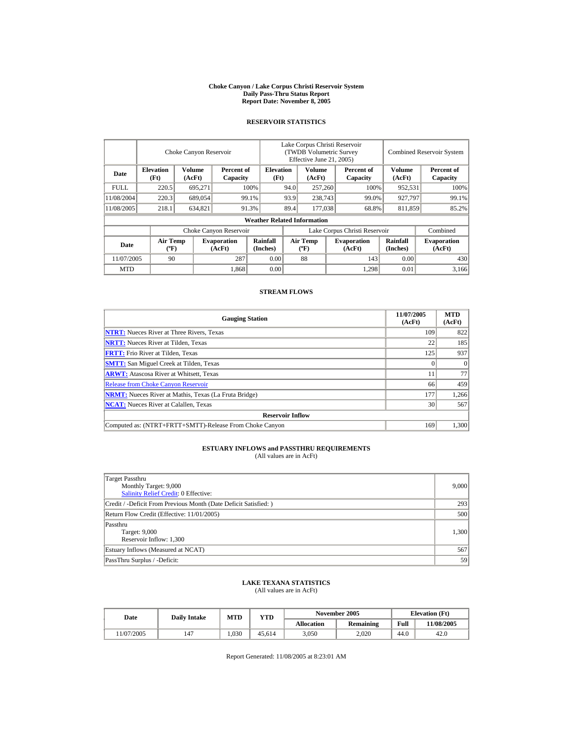# Choke Canyon / Lake Corpus Christi Reservoir System
## Daily Pass-Thru Status Report
## Report Date: November 8, 2005

### RESERVOIR STATISTICS

| Date | Choke Canyon Reservoir | | | Lake Corpus Christi Reservoir (TWDB Volumetric Survey Effective June 21, 2005) | | | Combined Reservoir System | |
|---|---|---|---|---|---|---|---|---|
| | Elevation (Ft) | Volume (AcFt) | Percent of Capacity | Elevation (Ft) | Volume (AcFt) | Percent of Capacity | Volume (AcFt) | Percent of Capacity |
| FULL | 220.5 | 695,271 | 100% | 94.0 | 257,260 | 100% | 952,531 | 100% |
| 11/08/2004 | 220.3 | 689,054 | 99.1% | 93.9 | 238,743 | 99.0% | 927,797 | 99.1% |
| 11/08/2005 | 218.1 | 634,821 | 91.3% | 89.4 | 177,038 | 68.8% | 811,859 | 85.2% |

**Weather Related Information**

| Date | Choke Canyon Reservoir | | | Lake Corpus Christi Reservoir | | | Combined |
|---|---|---|---|---|---|---|---|
| | Air Temp (ºF) | Evaporation (AcFt) | Rainfall (Inches) | Air Temp (ºF) | Evaporation (AcFt) | Rainfall (Inches) | Evaporation (AcFt) |
| 11/07/2005 | 90 | 287 | 0.00 | 88 | 143 | 0.00 | 430 |
| MTD | | 1,868 | 0.00 | | 1,298 | 0.01 | 3,166 |

### STREAM FLOWS

| Gauging Station | 11/07/2005 (AcFt) | MTD (AcFt) |
|---|---|---|
| NTRT: Nueces River at Three Rivers, Texas | 109 | 822 |
| NRTT: Nueces River at Tilden, Texas | 22 | 185 |
| FRTT: Frio River at Tilden, Texas | 125 | 937 |
| SMTT: San Miguel Creek at Tilden, Texas | 0 | 0 |
| ARWT: Atascosa River at Whitsett, Texas | 11 | 77 |
| Release from Choke Canyon Reservoir | 66 | 459 |
| NRMT: Nueces River at Mathis, Texas (La Fruta Bridge) | 177 | 1,266 |
| NCAT: Nueces River at Calallen, Texas | 30 | 567 |
| **Reservoir Inflow** | | |
| Computed as: (NTRT+FRTT+SMTT)-Release From Choke Canyon | 169 | 1,300 |

### ESTUARY INFLOWS and PASSTHRU REQUIREMENTS
(All values are in AcFt)

| | |
|---|---|
| Target Passthru<br>Monthly Target: 9,000<br>Salinity Relief Credit: 0 Effective: | 9,000 |
| Credit / -Deficit From Previous Month (Date Deficit Satisfied: ) | 293 |
| Return Flow Credit (Effective: 11/01/2005) | 500 |
| Passthru<br>Target: 9,000<br>Reservoir Inflow: 1,300 | 1,300 |
| Estuary Inflows (Measured at NCAT) | 567 |
| PassThru Surplus / -Deficit: | 59 |

### LAKE TEXANA STATISTICS
(All values are in AcFt)

| Date | Daily Intake | MTD | YTD | November 2005 | | Elevation (Ft) | |
|---|---|---|---|---|---|---|---|
| | | | | Allocation | Remaining | Full | 11/08/2005 |
| 11/07/2005 | 147 | 1,030 | 45,614 | 3,050 | 2,020 | 44.0 | 42.0 |

Report Generated: 11/08/2005 at 8:23:01 AM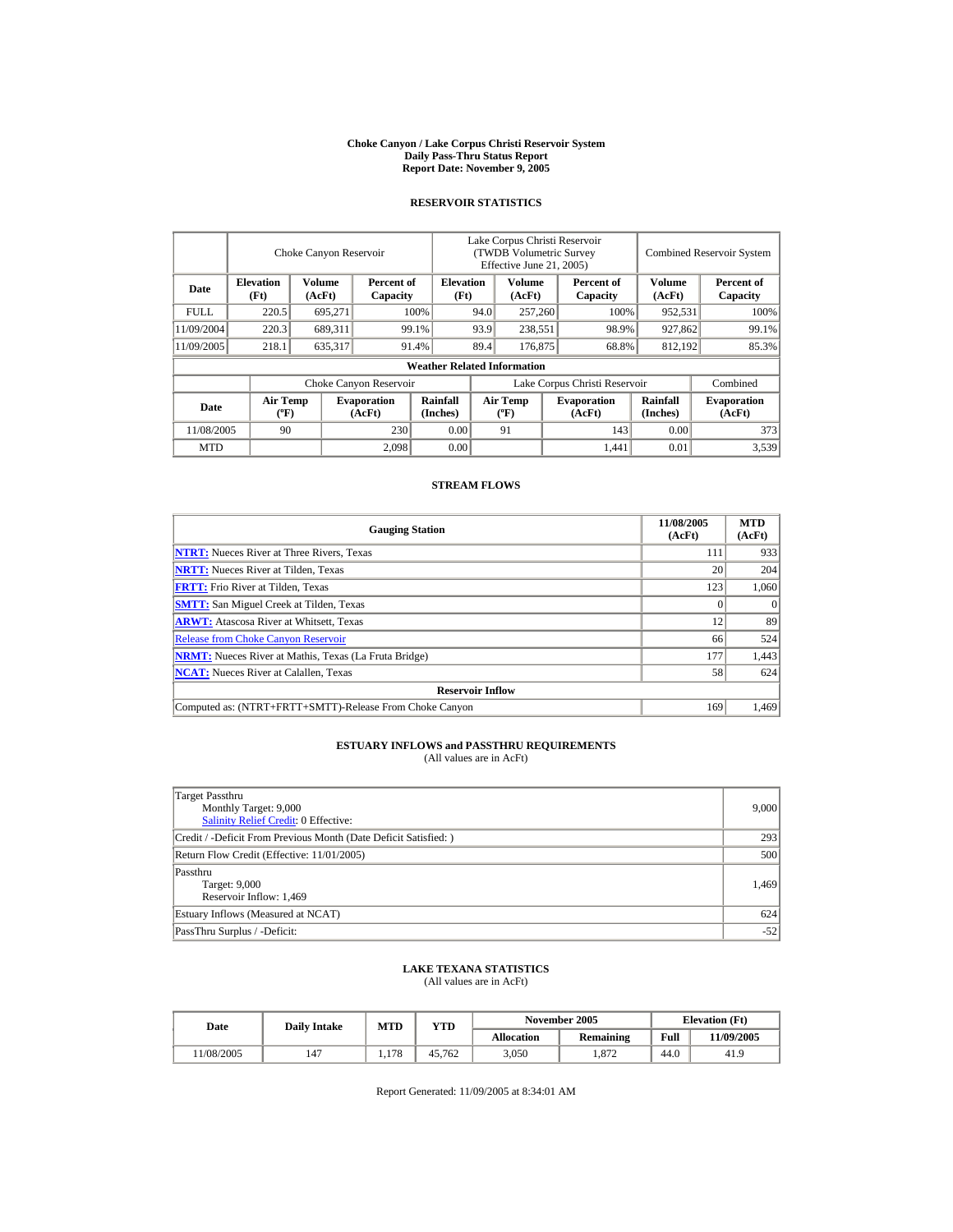# Choke Canyon / Lake Corpus Christi Reservoir System
## Daily Pass-Thru Status Report
## Report Date: November 9, 2005

### RESERVOIR STATISTICS

| Date | Choke Canyon Reservoir | | | Lake Corpus Christi Reservoir (TWDB Volumetric Survey Effective June 21, 2005) | | | Combined Reservoir System | |
|---|---|---|---|---|---|---|---|---|
| | Elevation (Ft) | Volume (AcFt) | Percent of Capacity | Elevation (Ft) | Volume (AcFt) | Percent of Capacity | Volume (AcFt) | Percent of Capacity |
| FULL | 220.5 | 695,271 | 100% | 94.0 | 257,260 | 100% | 952,531 | 100% |
| 11/09/2004 | 220.3 | 689,311 | 99.1% | 93.9 | 238,551 | 98.9% | 927,862 | 99.1% |
| 11/09/2005 | 218.1 | 635,317 | 91.4% | 89.4 | 176,875 | 68.8% | 812,192 | 85.3% |

**Weather Related Information**

| Date | Choke Canyon Reservoir | | | Lake Corpus Christi Reservoir | | | Combined |
|---|---|---|---|---|---|---|---|
| | Air Temp (ºF) | Evaporation (AcFt) | Rainfall (Inches) | Air Temp (ºF) | Evaporation (AcFt) | Rainfall (Inches) | Evaporation (AcFt) |
| 11/08/2005 | 90 | 230 | 0.00 | 91 | 143 | 0.00 | 373 |
| MTD | | 2,098 | 0.00 | | 1,441 | 0.01 | 3,539 |

### STREAM FLOWS

| Gauging Station | 11/08/2005 (AcFt) | MTD (AcFt) |
|---|---|---|
| NTRT: Nueces River at Three Rivers, Texas | 111 | 933 |
| NRTT: Nueces River at Tilden, Texas | 20 | 204 |
| FRTT: Frio River at Tilden, Texas | 123 | 1,060 |
| SMTT: San Miguel Creek at Tilden, Texas | 0 | 0 |
| ARWT: Atascosa River at Whitsett, Texas | 12 | 89 |
| Release from Choke Canyon Reservoir | 66 | 524 |
| NRMT: Nueces River at Mathis, Texas (La Fruta Bridge) | 177 | 1,443 |
| NCAT: Nueces River at Calallen, Texas | 58 | 624 |
| **Reservoir Inflow** | | |
| Computed as: (NTRT+FRTT+SMTT)-Release From Choke Canyon | 169 | 1,469 |

### ESTUARY INFLOWS and PASSTHRU REQUIREMENTS
(All values are in AcFt)

| | |
|---|---|
| Target Passthru<br>Monthly Target: 9,000<br>Salinity Relief Credit: 0 Effective: | 9,000 |
| Credit / -Deficit From Previous Month (Date Deficit Satisfied: ) | 293 |
| Return Flow Credit (Effective: 11/01/2005) | 500 |
| Passthru<br>Target: 9,000<br>Reservoir Inflow: 1,469 | 1,469 |
| Estuary Inflows (Measured at NCAT) | 624 |
| PassThru Surplus / -Deficit: | -52 |

### LAKE TEXANA STATISTICS
(All values are in AcFt)

| Date | Daily Intake | MTD | YTD | November 2005 | | Elevation (Ft) | |
|---|---|---|---|---|---|---|---|
| | | | | Allocation | Remaining | Full | 11/09/2005 |
| 11/08/2005 | 147 | 1,178 | 45,762 | 3,050 | 1,872 | 44.0 | 41.9 |

Report Generated: 11/09/2005 at 8:34:01 AM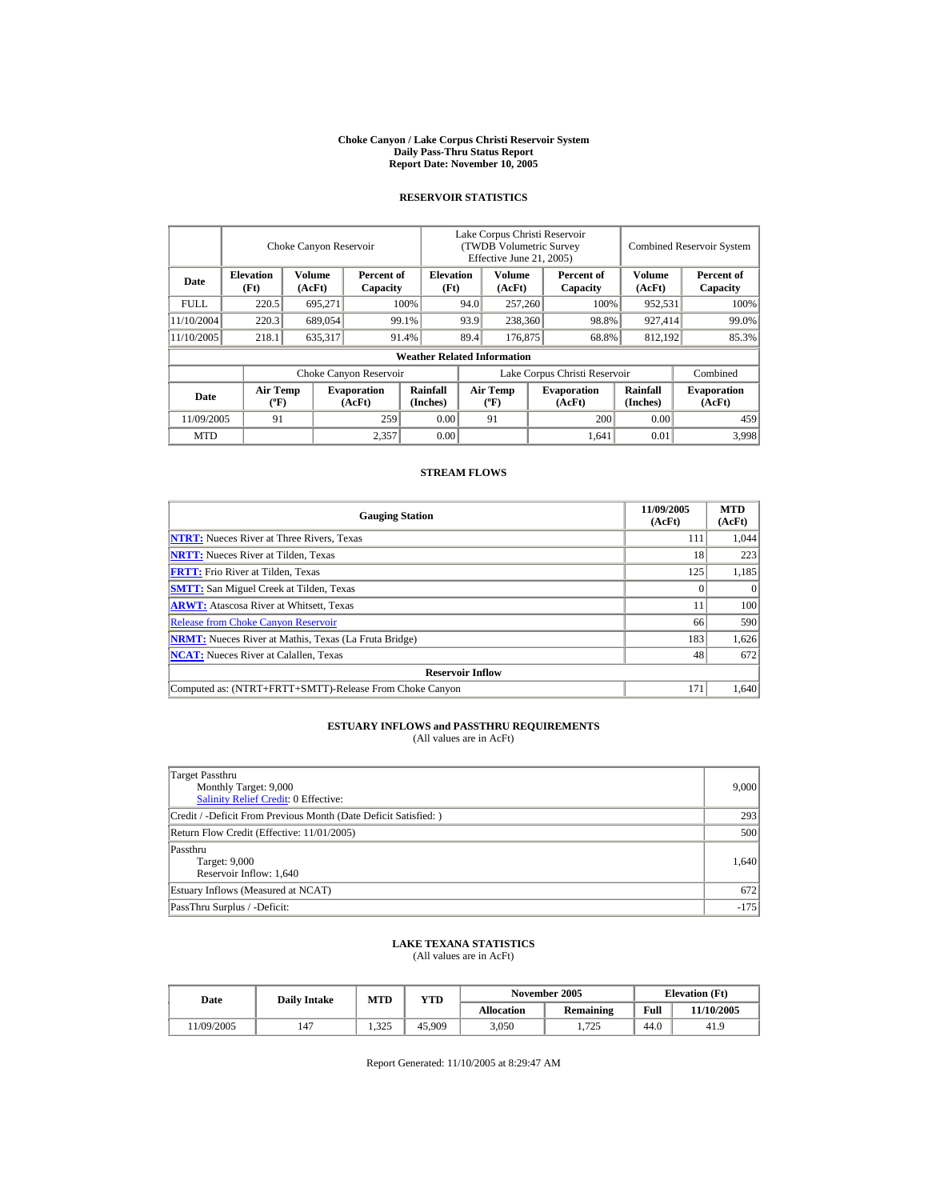**Choke Canyon / Lake Corpus Christi Reservoir System**
**Daily Pass-Thru Status Report**
**Report Date: November 10, 2005**

## RESERVOIR STATISTICS

| | Choke Canyon Reservoir | | | Lake Corpus Christi Reservoir (TWDB Volumetric Survey Effective June 21, 2005) | | | Combined Reservoir System | |
|---|---|---|---|---|---|---|---|---|
| **Date** | **Elevation (Ft)** | **Volume (AcFt)** | **Percent of Capacity** | **Elevation (Ft)** | **Volume (AcFt)** | **Percent of Capacity** | **Volume (AcFt)** | **Percent of Capacity** |
| FULL | 220.5 | 695,271 | 100% | 94.0 | 257,260 | 100% | 952,531 | 100% |
| 11/10/2004 | 220.3 | 689,054 | 99.1% | 93.9 | 238,360 | 98.8% | 927,414 | 99.0% |
| 11/10/2005 | 218.1 | 635,317 | 91.4% | 89.4 | 176,875 | 68.8% | 812,192 | 85.3% |

**Weather Related Information**

| | Choke Canyon Reservoir | | | Lake Corpus Christi Reservoir | | | Combined |
|---|---|---|---|---|---|---|---|
| **Date** | **Air Temp (ºF)** | **Evaporation (AcFt)** | **Rainfall (Inches)** | **Air Temp (ºF)** | **Evaporation (AcFt)** | **Rainfall (Inches)** | **Evaporation (AcFt)** |
| 11/09/2005 | 91 | 259 | 0.00 | 91 | 200 | 0.00 | 459 |
| MTD | | 2,357 | 0.00 | | 1,641 | 0.01 | 3,998 |

## STREAM FLOWS

| Gauging Station | 11/09/2005 (AcFt) | MTD (AcFt) |
|---|---|---|
| **NTRT:** Nueces River at Three Rivers, Texas | 111 | 1,044 |
| **NRTT:** Nueces River at Tilden, Texas | 18 | 223 |
| **FRTT:** Frio River at Tilden, Texas | 125 | 1,185 |
| **SMTT:** San Miguel Creek at Tilden, Texas | 0 | 0 |
| **ARWT:** Atascosa River at Whitsett, Texas | 11 | 100 |
| Release from Choke Canyon Reservoir | 66 | 590 |
| **NRMT:** Nueces River at Mathis, Texas (La Fruta Bridge) | 183 | 1,626 |
| **NCAT:** Nueces River at Calallen, Texas | 48 | 672 |
| **Reservoir Inflow** | | |
| Computed as: (NTRT+FRTT+SMTT)-Release From Choke Canyon | 171 | 1,640 |

## ESTUARY INFLOWS and PASSTHRU REQUIREMENTS
(All values are in AcFt)

| | |
|---|---|
| Target Passthru<br>Monthly Target: 9,000<br>Salinity Relief Credit: 0 Effective: | 9,000 |
| Credit / -Deficit From Previous Month (Date Deficit Satisfied: ) | 293 |
| Return Flow Credit (Effective: 11/01/2005) | 500 |
| Passthru<br>Target: 9,000<br>Reservoir Inflow: 1,640 | 1,640 |
| Estuary Inflows (Measured at NCAT) | 672 |
| PassThru Surplus / -Deficit: | -175 |

## LAKE TEXANA STATISTICS
(All values are in AcFt)

| Date | Daily Intake | MTD | YTD | November 2005 | | Elevation (Ft) | |
|---|---|---|---|---|---|---|---|
| | | | | **Allocation** | **Remaining** | **Full** | **11/10/2005** |
| 11/09/2005 | 147 | 1,325 | 45,909 | 3,050 | 1,725 | 44.0 | 41.9 |

Report Generated: 11/10/2005 at 8:29:47 AM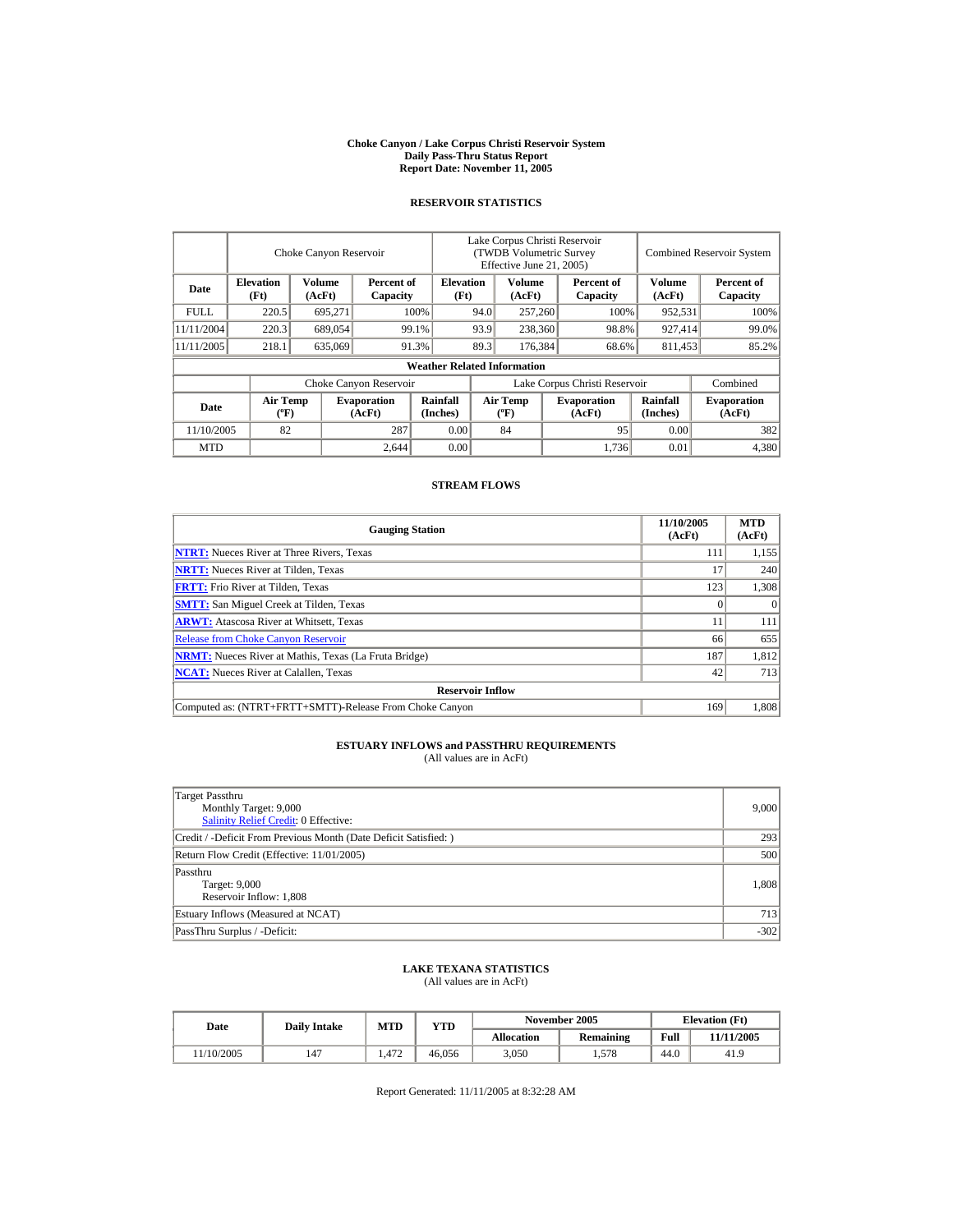# Choke Canyon / Lake Corpus Christi Reservoir System
## Daily Pass-Thru Status Report
## Report Date: November 11, 2005

### RESERVOIR STATISTICS

| | Choke Canyon Reservoir | | | Lake Corpus Christi Reservoir (TWDB Volumetric Survey Effective June 21, 2005) | | | Combined Reservoir System | |
|---|---|---|---|---|---|---|---|---|
| **Date** | **Elevation (Ft)** | **Volume (AcFt)** | **Percent of Capacity** | **Elevation (Ft)** | **Volume (AcFt)** | **Percent of Capacity** | **Volume (AcFt)** | **Percent of Capacity** |
| FULL | 220.5 | 695,271 | 100% | 94.0 | 257,260 | 100% | 952,531 | 100% |
| 11/11/2004 | 220.3 | 689,054 | 99.1% | 93.9 | 238,360 | 98.8% | 927,414 | 99.0% |
| 11/11/2005 | 218.1 | 635,069 | 91.3% | 89.3 | 176,384 | 68.6% | 811,453 | 85.2% |

**Weather Related Information**

| | Choke Canyon Reservoir | | | Lake Corpus Christi Reservoir | | | Combined |
|---|---|---|---|---|---|---|---|
| **Date** | **Air Temp (ºF)** | **Evaporation (AcFt)** | **Rainfall (Inches)** | **Air Temp (ºF)** | **Evaporation (AcFt)** | **Rainfall (Inches)** | **Evaporation (AcFt)** |
| 11/10/2005 | 82 | 287 | 0.00 | 84 | 95 | 0.00 | 382 |
| MTD | | 2,644 | 0.00 | | 1,736 | 0.01 | 4,380 |

### STREAM FLOWS

| Gauging Station | 11/10/2005 (AcFt) | MTD (AcFt) |
|---|---|---|
| **NTRT:** Nueces River at Three Rivers, Texas | 111 | 1,155 |
| **NRTT:** Nueces River at Tilden, Texas | 17 | 240 |
| **FRTT:** Frio River at Tilden, Texas | 123 | 1,308 |
| **SMTT:** San Miguel Creek at Tilden, Texas | 0 | 0 |
| **ARWT:** Atascosa River at Whitsett, Texas | 11 | 111 |
| Release from Choke Canyon Reservoir | 66 | 655 |
| **NRMT:** Nueces River at Mathis, Texas (La Fruta Bridge) | 187 | 1,812 |
| **NCAT:** Nueces River at Calallen, Texas | 42 | 713 |
| **Reservoir Inflow** | | |
| Computed as: (NTRT+FRTT+SMTT)-Release From Choke Canyon | 169 | 1,808 |

### ESTUARY INFLOWS and PASSTHRU REQUIREMENTS
(All values are in AcFt)

| | |
|---|---|
| Target Passthru<br>Monthly Target: 9,000<br>Salinity Relief Credit: 0 Effective: | 9,000 |
| Credit / -Deficit From Previous Month (Date Deficit Satisfied: ) | 293 |
| Return Flow Credit (Effective: 11/01/2005) | 500 |
| Passthru<br>Target: 9,000<br>Reservoir Inflow: 1,808 | 1,808 |
| Estuary Inflows (Measured at NCAT) | 713 |
| PassThru Surplus / -Deficit: | -302 |

### LAKE TEXANA STATISTICS
(All values are in AcFt)

| Date | Daily Intake | MTD | YTD | November 2005 | | Elevation (Ft) | |
|---|---|---|---|---|---|---|---|
| | | | | **Allocation** | **Remaining** | **Full** | **11/11/2005** |
| 11/10/2005 | 147 | 1,472 | 46,056 | 3,050 | 1,578 | 44.0 | 41.9 |

Report Generated: 11/11/2005 at 8:32:28 AM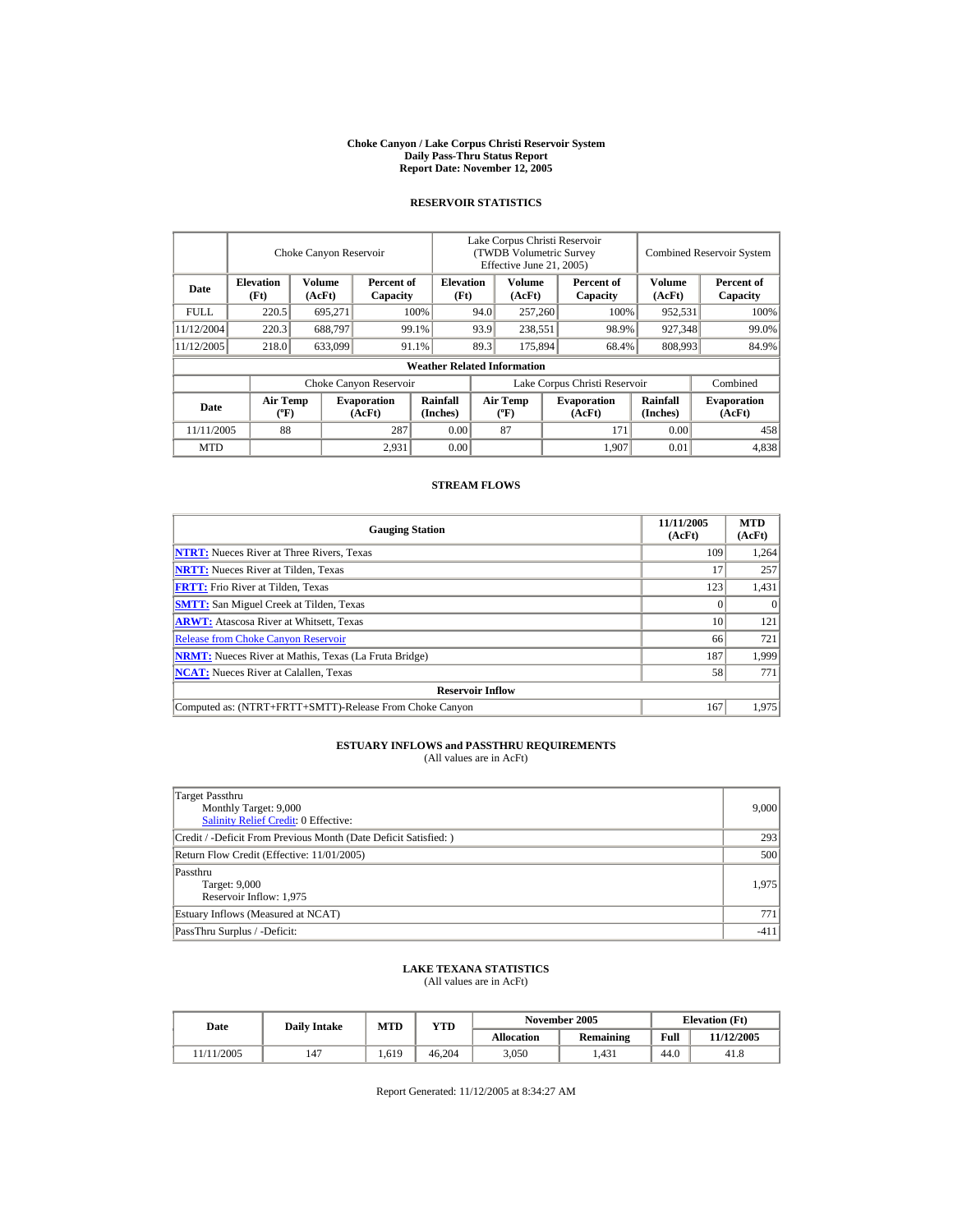# Choke Canyon / Lake Corpus Christi Reservoir System
## Daily Pass-Thru Status Report
## Report Date: November 12, 2005

### RESERVOIR STATISTICS

| Date | Choke Canyon Reservoir | | | Lake Corpus Christi Reservoir (TWDB Volumetric Survey Effective June 21, 2005) | | | Combined Reservoir System | |
|---|---|---|---|---|---|---|---|---|
| | Elevation (Ft) | Volume (AcFt) | Percent of Capacity | Elevation (Ft) | Volume (AcFt) | Percent of Capacity | Volume (AcFt) | Percent of Capacity |
| FULL | 220.5 | 695,271 | 100% | 94.0 | 257,260 | 100% | 952,531 | 100% |
| 11/12/2004 | 220.3 | 688,797 | 99.1% | 93.9 | 238,551 | 98.9% | 927,348 | 99.0% |
| 11/12/2005 | 218.0 | 633,099 | 91.1% | 89.3 | 175,894 | 68.4% | 808,993 | 84.9% |

**Weather Related Information**

| Date | Choke Canyon Reservoir | | | Lake Corpus Christi Reservoir | | | Combined |
|---|---|---|---|---|---|---|---|
| | Air Temp (ºF) | Evaporation (AcFt) | Rainfall (Inches) | Air Temp (ºF) | Evaporation (AcFt) | Rainfall (Inches) | Evaporation (AcFt) |
| 11/11/2005 | 88 | 287 | 0.00 | 87 | 171 | 0.00 | 458 |
| MTD | | 2,931 | 0.00 | | 1,907 | 0.01 | 4,838 |

### STREAM FLOWS

| Gauging Station | 11/11/2005 (AcFt) | MTD (AcFt) |
|---|---|---|
| NTRT: Nueces River at Three Rivers, Texas | 109 | 1,264 |
| NRTT: Nueces River at Tilden, Texas | 17 | 257 |
| FRTT: Frio River at Tilden, Texas | 123 | 1,431 |
| SMTT: San Miguel Creek at Tilden, Texas | 0 | 0 |
| ARWT: Atascosa River at Whitsett, Texas | 10 | 121 |
| Release from Choke Canyon Reservoir | 66 | 721 |
| NRMT: Nueces River at Mathis, Texas (La Fruta Bridge) | 187 | 1,999 |
| NCAT: Nueces River at Calallen, Texas | 58 | 771 |
| **Reservoir Inflow** | | |
| Computed as: (NTRT+FRTT+SMTT)-Release From Choke Canyon | 167 | 1,975 |

### ESTUARY INFLOWS and PASSTHRU REQUIREMENTS
(All values are in AcFt)

| | |
|---|---|
| Target Passthru<br>Monthly Target: 9,000<br>Salinity Relief Credit: 0 Effective: | 9,000 |
| Credit / -Deficit From Previous Month (Date Deficit Satisfied: ) | 293 |
| Return Flow Credit (Effective: 11/01/2005) | 500 |
| Passthru<br>Target: 9,000<br>Reservoir Inflow: 1,975 | 1,975 |
| Estuary Inflows (Measured at NCAT) | 771 |
| PassThru Surplus / -Deficit: | -411 |

### LAKE TEXANA STATISTICS
(All values are in AcFt)

| Date | Daily Intake | MTD | YTD | November 2005 | | Elevation (Ft) | |
|---|---|---|---|---|---|---|---|
| | | | | Allocation | Remaining | Full | 11/12/2005 |
| 11/11/2005 | 147 | 1,619 | 46,204 | 3,050 | 1,431 | 44.0 | 41.8 |

Report Generated: 11/12/2005 at 8:34:27 AM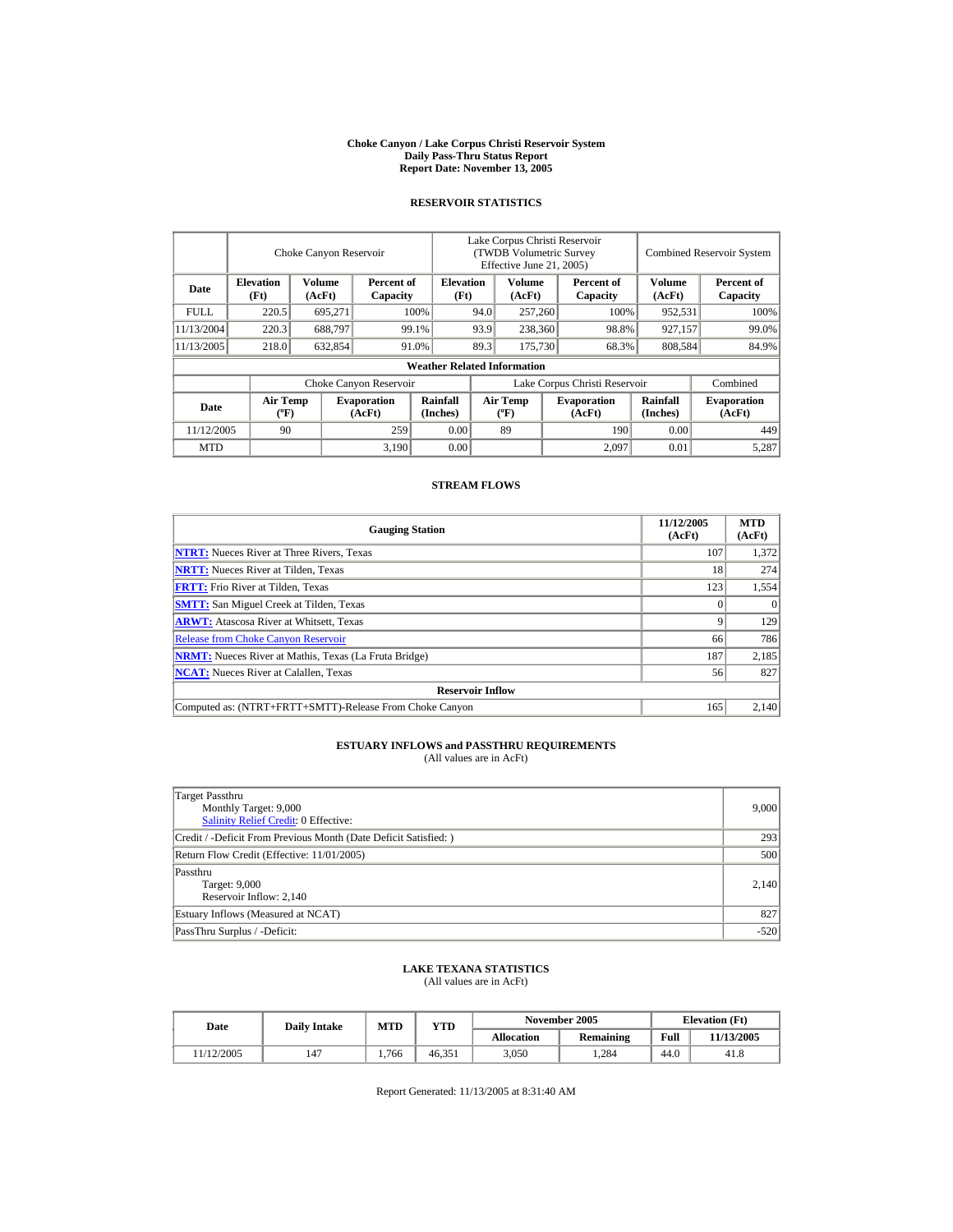# Choke Canyon / Lake Corpus Christi Reservoir System
## Daily Pass-Thru Status Report
## Report Date: November 13, 2005

### RESERVOIR STATISTICS

| Date | Choke Canyon Reservoir | | | Lake Corpus Christi Reservoir (TWDB Volumetric Survey Effective June 21, 2005) | | | Combined Reservoir System | |
|---|---|---|---|---|---|---|---|---|
| | Elevation (Ft) | Volume (AcFt) | Percent of Capacity | Elevation (Ft) | Volume (AcFt) | Percent of Capacity | Volume (AcFt) | Percent of Capacity |
| FULL | 220.5 | 695,271 | 100% | 94.0 | 257,260 | 100% | 952,531 | 100% |
| 11/13/2004 | 220.3 | 688,797 | 99.1% | 93.9 | 238,360 | 98.8% | 927,157 | 99.0% |
| 11/13/2005 | 218.0 | 632,854 | 91.0% | 89.3 | 175,730 | 68.3% | 808,584 | 84.9% |

**Weather Related Information**

| Date | Choke Canyon Reservoir | | | Lake Corpus Christi Reservoir | | | Combined |
|---|---|---|---|---|---|---|---|
| | Air Temp (ºF) | Evaporation (AcFt) | Rainfall (Inches) | Air Temp (ºF) | Evaporation (AcFt) | Rainfall (Inches) | Evaporation (AcFt) |
| 11/12/2005 | 90 | 259 | 0.00 | 89 | 190 | 0.00 | 449 |
| MTD | | 3,190 | 0.00 | | 2,097 | 0.01 | 5,287 |

### STREAM FLOWS

| Gauging Station | 11/12/2005 (AcFt) | MTD (AcFt) |
|---|---|---|
| NTRT: Nueces River at Three Rivers, Texas | 107 | 1,372 |
| NRTT: Nueces River at Tilden, Texas | 18 | 274 |
| FRTT: Frio River at Tilden, Texas | 123 | 1,554 |
| SMTT: San Miguel Creek at Tilden, Texas | 0 | 0 |
| ARWT: Atascosa River at Whitsett, Texas | 9 | 129 |
| Release from Choke Canyon Reservoir | 66 | 786 |
| NRMT: Nueces River at Mathis, Texas (La Fruta Bridge) | 187 | 2,185 |
| NCAT: Nueces River at Calallen, Texas | 56 | 827 |
| **Reservoir Inflow** | | |
| Computed as: (NTRT+FRTT+SMTT)-Release From Choke Canyon | 165 | 2,140 |

### ESTUARY INFLOWS and PASSTHRU REQUIREMENTS
(All values are in AcFt)

| | |
|---|---|
| Target Passthru<br>Monthly Target: 9,000<br>Salinity Relief Credit: 0 Effective: | 9,000 |
| Credit / -Deficit From Previous Month (Date Deficit Satisfied: ) | 293 |
| Return Flow Credit (Effective: 11/01/2005) | 500 |
| Passthru<br>Target: 9,000<br>Reservoir Inflow: 2,140 | 2,140 |
| Estuary Inflows (Measured at NCAT) | 827 |
| PassThru Surplus / -Deficit: | -520 |

### LAKE TEXANA STATISTICS
(All values are in AcFt)

| Date | Daily Intake | MTD | YTD | November 2005 | | Elevation (Ft) | |
|---|---|---|---|---|---|---|---|
| | | | | Allocation | Remaining | Full | 11/13/2005 |
| 11/12/2005 | 147 | 1,766 | 46,351 | 3,050 | 1,284 | 44.0 | 41.8 |

Report Generated: 11/13/2005 at 8:31:40 AM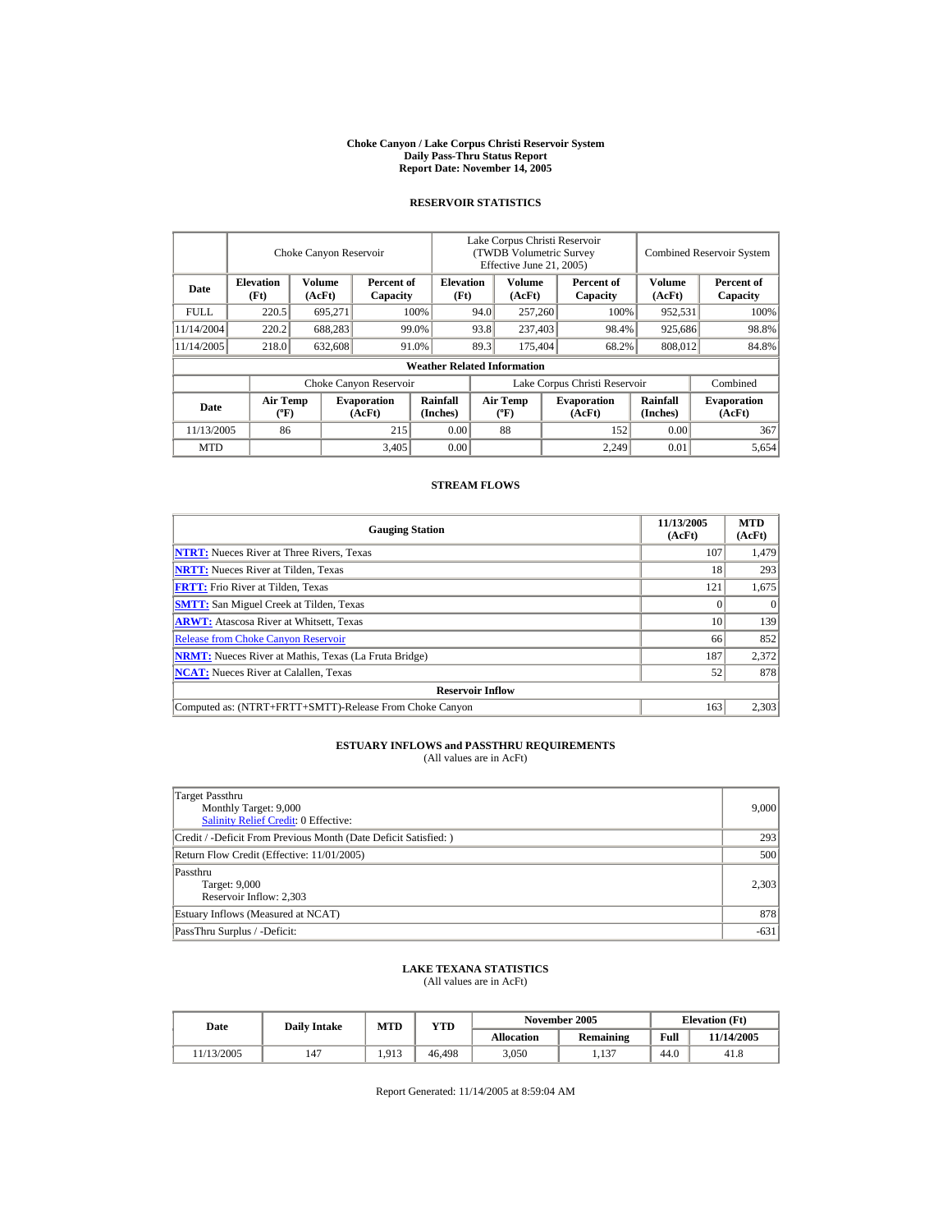# Choke Canyon / Lake Corpus Christi Reservoir System
## Daily Pass-Thru Status Report
## Report Date: November 14, 2005

### RESERVOIR STATISTICS

| Date | Choke Canyon Reservoir | | | Lake Corpus Christi Reservoir (TWDB Volumetric Survey Effective June 21, 2005) | | | Combined Reservoir System | |
|---|---|---|---|---|---|---|---|---|
| | Elevation (Ft) | Volume (AcFt) | Percent of Capacity | Elevation (Ft) | Volume (AcFt) | Percent of Capacity | Volume (AcFt) | Percent of Capacity |
| FULL | 220.5 | 695,271 | 100% | 94.0 | 257,260 | 100% | 952,531 | 100% |
| 11/14/2004 | 220.2 | 688,283 | 99.0% | 93.8 | 237,403 | 98.4% | 925,686 | 98.8% |
| 11/14/2005 | 218.0 | 632,608 | 91.0% | 89.3 | 175,404 | 68.2% | 808,012 | 84.8% |

**Weather Related Information**

| Date | Choke Canyon Reservoir | | | Lake Corpus Christi Reservoir | | | Combined |
|---|---|---|---|---|---|---|---|
| | Air Temp (ºF) | Evaporation (AcFt) | Rainfall (Inches) | Air Temp (ºF) | Evaporation (AcFt) | Rainfall (Inches) | Evaporation (AcFt) |
| 11/13/2005 | 86 | 215 | 0.00 | 88 | 152 | 0.00 | 367 |
| MTD | | 3,405 | 0.00 | | 2,249 | 0.01 | 5,654 |

### STREAM FLOWS

| Gauging Station | 11/13/2005 (AcFt) | MTD (AcFt) |
|---|---|---|
| NTRT: Nueces River at Three Rivers, Texas | 107 | 1,479 |
| NRTT: Nueces River at Tilden, Texas | 18 | 293 |
| FRTT: Frio River at Tilden, Texas | 121 | 1,675 |
| SMTT: San Miguel Creek at Tilden, Texas | 0 | 0 |
| ARWT: Atascosa River at Whitsett, Texas | 10 | 139 |
| Release from Choke Canyon Reservoir | 66 | 852 |
| NRMT: Nueces River at Mathis, Texas (La Fruta Bridge) | 187 | 2,372 |
| NCAT: Nueces River at Calallen, Texas | 52 | 878 |
| **Reservoir Inflow** | | |
| Computed as: (NTRT+FRTT+SMTT)-Release From Choke Canyon | 163 | 2,303 |

### ESTUARY INFLOWS and PASSTHRU REQUIREMENTS
(All values are in AcFt)

| | |
|---|---|
| Target Passthru<br>Monthly Target: 9,000<br>Salinity Relief Credit: 0 Effective: | 9,000 |
| Credit / -Deficit From Previous Month (Date Deficit Satisfied: ) | 293 |
| Return Flow Credit (Effective: 11/01/2005) | 500 |
| Passthru<br>Target: 9,000<br>Reservoir Inflow: 2,303 | 2,303 |
| Estuary Inflows (Measured at NCAT) | 878 |
| PassThru Surplus / -Deficit: | -631 |

### LAKE TEXANA STATISTICS
(All values are in AcFt)

| Date | Daily Intake | MTD | YTD | November 2005 | | Elevation (Ft) | |
|---|---|---|---|---|---|---|---|
| | | | | Allocation | Remaining | Full | 11/14/2005 |
| 11/13/2005 | 147 | 1,913 | 46,498 | 3,050 | 1,137 | 44.0 | 41.8 |

Report Generated: 11/14/2005 at 8:59:04 AM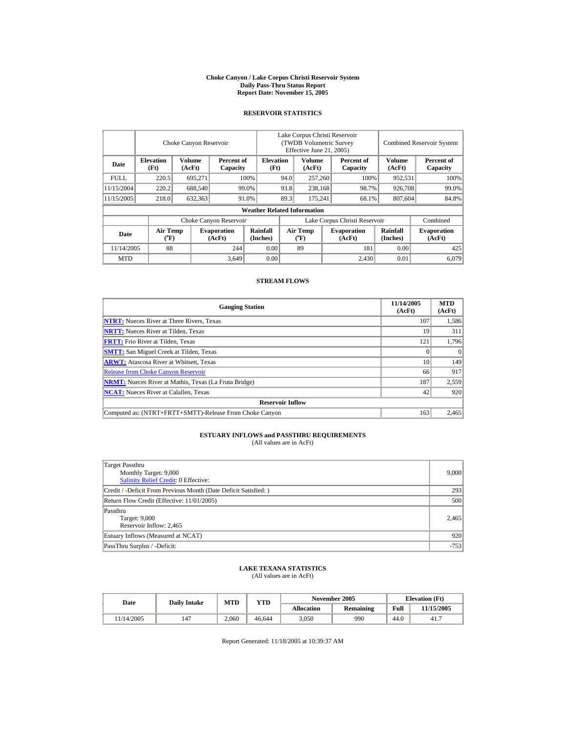# Choke Canyon / Lake Corpus Christi Reservoir System
## Daily Pass-Thru Status Report
## Report Date: November 15, 2005

### RESERVOIR STATISTICS

| | Choke Canyon Reservoir | | | Lake Corpus Christi Reservoir (TWDB Volumetric Survey Effective June 21, 2005) | | | Combined Reservoir System | |
|---|---|---|---|---|---|---|---|---|
| Date | Elevation (Ft) | Volume (AcFt) | Percent of Capacity | Elevation (Ft) | Volume (AcFt) | Percent of Capacity | Volume (AcFt) | Percent of Capacity |
| FULL | 220.5 | 695,271 | 100% | 94.0 | 257,260 | 100% | 952,531 | 100% |
| 11/15/2004 | 220.2 | 688,540 | 99.0% | 93.8 | 238,168 | 98.7% | 926,708 | 99.0% |
| 11/15/2005 | 218.0 | 632,363 | 91.0% | 89.3 | 175,241 | 68.1% | 807,604 | 84.8% |

**Weather Related Information**

| | Choke Canyon Reservoir | | | Lake Corpus Christi Reservoir | | | Combined |
|---|---|---|---|---|---|---|---|
| Date | Air Temp (°F) | Evaporation (AcFt) | Rainfall (Inches) | Air Temp (°F) | Evaporation (AcFt) | Rainfall (Inches) | Evaporation (AcFt) |
| 11/14/2005 | 88 | 244 | 0.00 | 89 | 181 | 0.00 | 425 |
| MTD | | 3,649 | 0.00 | | 2,430 | 0.01 | 6,079 |

### STREAM FLOWS

| Gauging Station | 11/14/2005 (AcFt) | MTD (AcFt) |
|---|---|---|
| **NTRT:** Nueces River at Three Rivers, Texas | 107 | 1,586 |
| **NRTT:** Nueces River at Tilden, Texas | 19 | 311 |
| **FRTT:** Frio River at Tilden, Texas | 121 | 1,796 |
| **SMTT:** San Miguel Creek at Tilden, Texas | 0 | 0 |
| **ARWT:** Atascosa River at Whitsett, Texas | 10 | 149 |
| Release from Choke Canyon Reservoir | 66 | 917 |
| **NRMT:** Nueces River at Mathis, Texas (La Fruta Bridge) | 187 | 2,559 |
| **NCAT:** Nueces River at Calallen, Texas | 42 | 920 |
| **Reservoir Inflow** | | |
| Computed as: (NTRT+FRTT+SMTT)-Release From Choke Canyon | 163 | 2,465 |

### ESTUARY INFLOWS and PASSTHRU REQUIREMENTS
(All values are in AcFt)

| | |
|---|---|
| Target Passthru<br>Monthly Target: 9,000<br>Salinity Relief Credit: 0 Effective: | 9,000 |
| Credit / -Deficit From Previous Month (Date Deficit Satisfied: ) | 293 |
| Return Flow Credit (Effective: 11/01/2005) | 500 |
| Passthru<br>Target: 9,000<br>Reservoir Inflow: 2,465 | 2,465 |
| Estuary Inflows (Measured at NCAT) | 920 |
| PassThru Surplus / -Deficit: | -753 |

### LAKE TEXANA STATISTICS
(All values are in AcFt)

| Date | Daily Intake | MTD | YTD | November 2005 | | Elevation (Ft) | |
|---|---|---|---|---|---|---|---|
| | | | | Allocation | Remaining | Full | 11/15/2005 |
| 11/14/2005 | 147 | 2,060 | 46,644 | 3,050 | 990 | 44.0 | 41.7 |

Report Generated: 11/18/2005 at 10:39:37 AM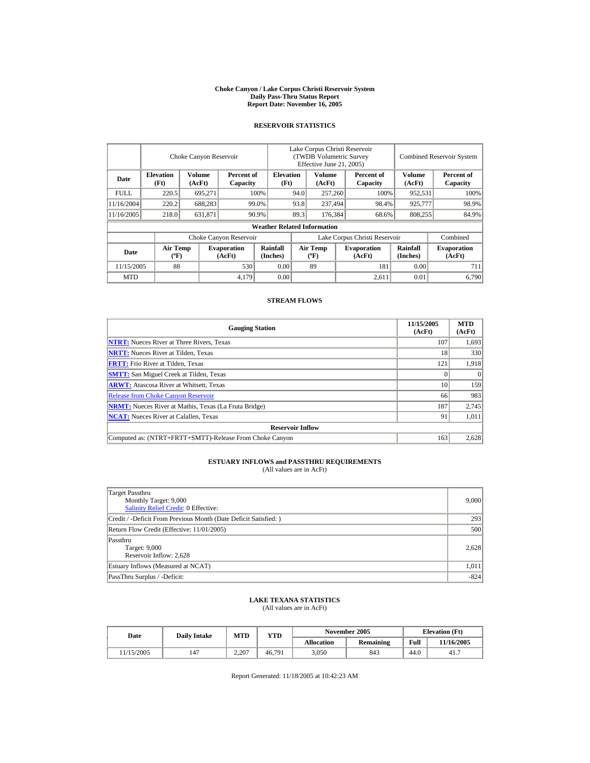# Choke Canyon / Lake Corpus Christi Reservoir System
## Daily Pass-Thru Status Report
## Report Date: November 16, 2005

### RESERVOIR STATISTICS

| | Choke Canyon Reservoir | | | Lake Corpus Christi Reservoir (TWDB Volumetric Survey Effective June 21, 2005) | | | Combined Reservoir System | |
|---|---|---|---|---|---|---|---|---|
| Date | Elevation (Ft) | Volume (AcFt) | Percent of Capacity | Elevation (Ft) | Volume (AcFt) | Percent of Capacity | Volume (AcFt) | Percent of Capacity |
| FULL | 220.5 | 695,271 | 100% | 94.0 | 257,260 | 100% | 952,531 | 100% |
| 11/16/2004 | 220.2 | 688,283 | 99.0% | 93.8 | 237,494 | 98.4% | 925,777 | 98.9% |
| 11/16/2005 | 218.0 | 631,871 | 90.9% | 89.3 | 176,384 | 68.6% | 808,255 | 84.9% |

**Weather Related Information**

| | Choke Canyon Reservoir | | | Lake Corpus Christi Reservoir | | | Combined |
|---|---|---|---|---|---|---|---|
| Date | Air Temp (ºF) | Evaporation (AcFt) | Rainfall (Inches) | Air Temp (ºF) | Evaporation (AcFt) | Rainfall (Inches) | Evaporation (AcFt) |
| 11/15/2005 | 88 | 530 | 0.00 | 89 | 181 | 0.00 | 711 |
| MTD | | 4,179 | 0.00 | | 2,611 | 0.01 | 6,790 |

### STREAM FLOWS

| Gauging Station | 11/15/2005 (AcFt) | MTD (AcFt) |
|---|---|---|
| NTRT: Nueces River at Three Rivers, Texas | 107 | 1,693 |
| NRTT: Nueces River at Tilden, Texas | 18 | 330 |
| FRTT: Frio River at Tilden, Texas | 121 | 1,918 |
| SMTT: San Miguel Creek at Tilden, Texas | 0 | 0 |
| ARWT: Atascosa River at Whitsett, Texas | 10 | 159 |
| Release from Choke Canyon Reservoir | 66 | 983 |
| NRMT: Nueces River at Mathis, Texas (La Fruta Bridge) | 187 | 2,745 |
| NCAT: Nueces River at Calallen, Texas | 91 | 1,011 |
| **Reservoir Inflow** | | |
| Computed as: (NTRT+FRTT+SMTT)-Release From Choke Canyon | 163 | 2,628 |

### ESTUARY INFLOWS and PASSTHRU REQUIREMENTS
(All values are in AcFt)

| | |
|---|---|
| Target Passthru<br>Monthly Target: 9,000<br>Salinity Relief Credit: 0 Effective: | 9,000 |
| Credit / -Deficit From Previous Month (Date Deficit Satisfied: ) | 293 |
| Return Flow Credit (Effective: 11/01/2005) | 500 |
| Passthru<br>Target: 9,000<br>Reservoir Inflow: 2,628 | 2,628 |
| Estuary Inflows (Measured at NCAT) | 1,011 |
| PassThru Surplus / -Deficit: | -824 |

### LAKE TEXANA STATISTICS
(All values are in AcFt)

| Date | Daily Intake | MTD | YTD | November 2005 | | Elevation (Ft) | |
|---|---|---|---|---|---|---|---|
| | | | | Allocation | Remaining | Full | 11/16/2005 |
| 11/15/2005 | 147 | 2,207 | 46,791 | 3,050 | 843 | 44.0 | 41.7 |

Report Generated: 11/18/2005 at 10:42:23 AM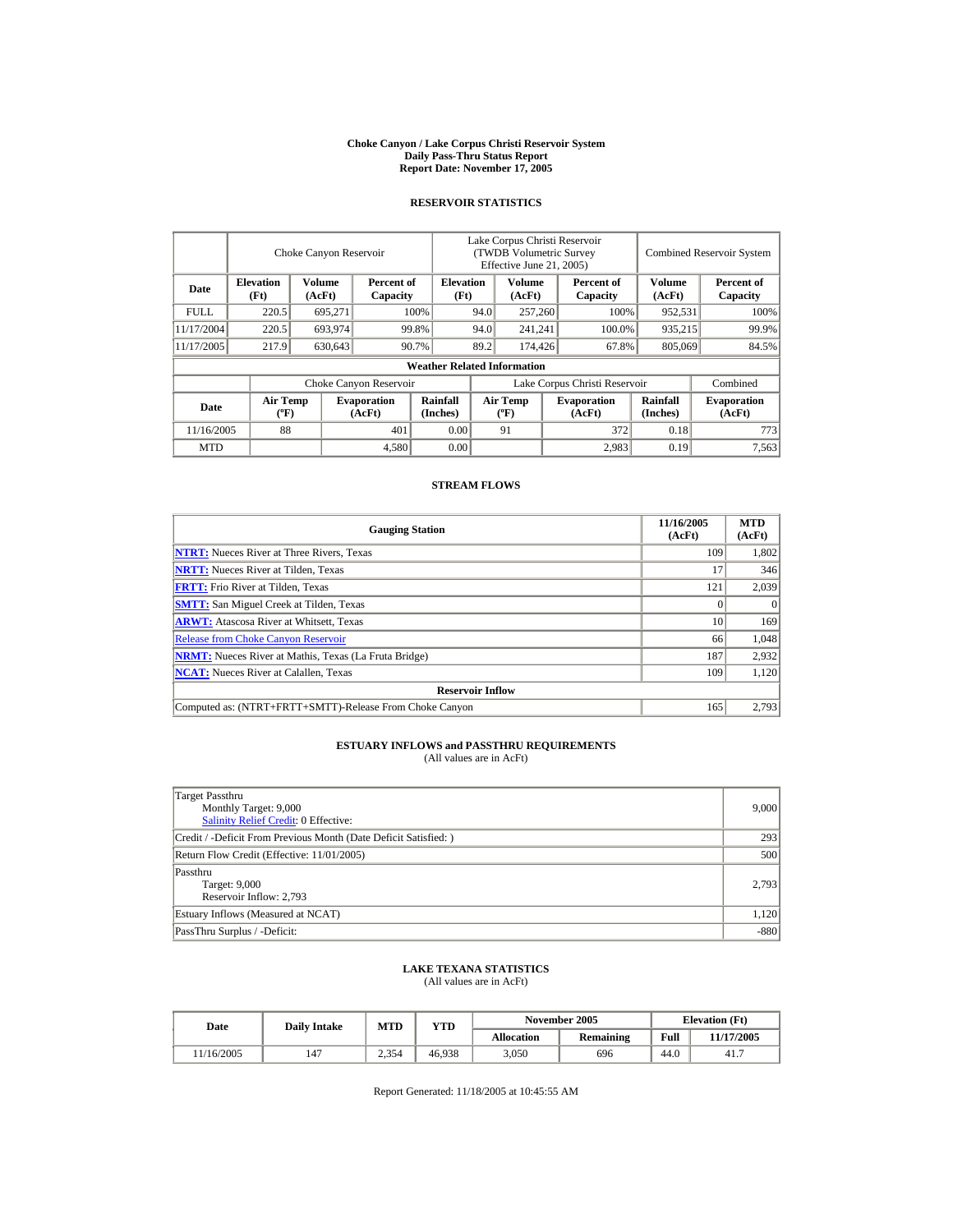# Choke Canyon / Lake Corpus Christi Reservoir System
## Daily Pass-Thru Status Report
### Report Date: November 17, 2005

## RESERVOIR STATISTICS

| Date | Choke Canyon Reservoir | | | Lake Corpus Christi Reservoir (TWDB Volumetric Survey Effective June 21, 2005) | | | Combined Reservoir System | |
|---|---|---|---|---|---|---|---|---|
| | Elevation (Ft) | Volume (AcFt) | Percent of Capacity | Elevation (Ft) | Volume (AcFt) | Percent of Capacity | Volume (AcFt) | Percent of Capacity |
| FULL | 220.5 | 695,271 | 100% | 94.0 | 257,260 | 100% | 952,531 | 100% |
| 11/17/2004 | 220.5 | 693,974 | 99.8% | 94.0 | 241,241 | 100.0% | 935,215 | 99.9% |
| 11/17/2005 | 217.9 | 630,643 | 90.7% | 89.2 | 174,426 | 67.8% | 805,069 | 84.5% |

### Weather Related Information

| Date | Choke Canyon Reservoir | | | Lake Corpus Christi Reservoir | | | Combined |
|---|---|---|---|---|---|---|---|
| | Air Temp (ºF) | Evaporation (AcFt) | Rainfall (Inches) | Air Temp (ºF) | Evaporation (AcFt) | Rainfall (Inches) | Evaporation (AcFt) |
| 11/16/2005 | 88 | 401 | 0.00 | 91 | 372 | 0.18 | 773 |
| MTD | | 4,580 | 0.00 | | 2,983 | 0.19 | 7,563 |

## STREAM FLOWS

| Gauging Station | 11/16/2005 (AcFt) | MTD (AcFt) |
|---|---|---|
| NTRT: Nueces River at Three Rivers, Texas | 109 | 1,802 |
| NRTT: Nueces River at Tilden, Texas | 17 | 346 |
| FRTT: Frio River at Tilden, Texas | 121 | 2,039 |
| SMTT: San Miguel Creek at Tilden, Texas | 0 | 0 |
| ARWT: Atascosa River at Whitsett, Texas | 10 | 169 |
| Release from Choke Canyon Reservoir | 66 | 1,048 |
| NRMT: Nueces River at Mathis, Texas (La Fruta Bridge) | 187 | 2,932 |
| NCAT: Nueces River at Calallen, Texas | 109 | 1,120 |
| **Reservoir Inflow** | | |
| Computed as: (NTRT+FRTT+SMTT)-Release From Choke Canyon | 165 | 2,793 |

## ESTUARY INFLOWS and PASSTHRU REQUIREMENTS
(All values are in AcFt)

| | |
|---|---|
| Target Passthru<br>Monthly Target: 9,000<br>Salinity Relief Credit: 0 Effective: | 9,000 |
| Credit / -Deficit From Previous Month (Date Deficit Satisfied: ) | 293 |
| Return Flow Credit (Effective: 11/01/2005) | 500 |
| Passthru<br>Target: 9,000<br>Reservoir Inflow: 2,793 | 2,793 |
| Estuary Inflows (Measured at NCAT) | 1,120 |
| PassThru Surplus / -Deficit: | -880 |

## LAKE TEXANA STATISTICS
(All values are in AcFt)

| Date | Daily Intake | MTD | YTD | November 2005 | | Elevation (Ft) | |
|---|---|---|---|---|---|---|---|
| | | | | Allocation | Remaining | Full | 11/17/2005 |
| 11/16/2005 | 147 | 2,354 | 46,938 | 3,050 | 696 | 44.0 | 41.7 |

Report Generated: 11/18/2005 at 10:45:55 AM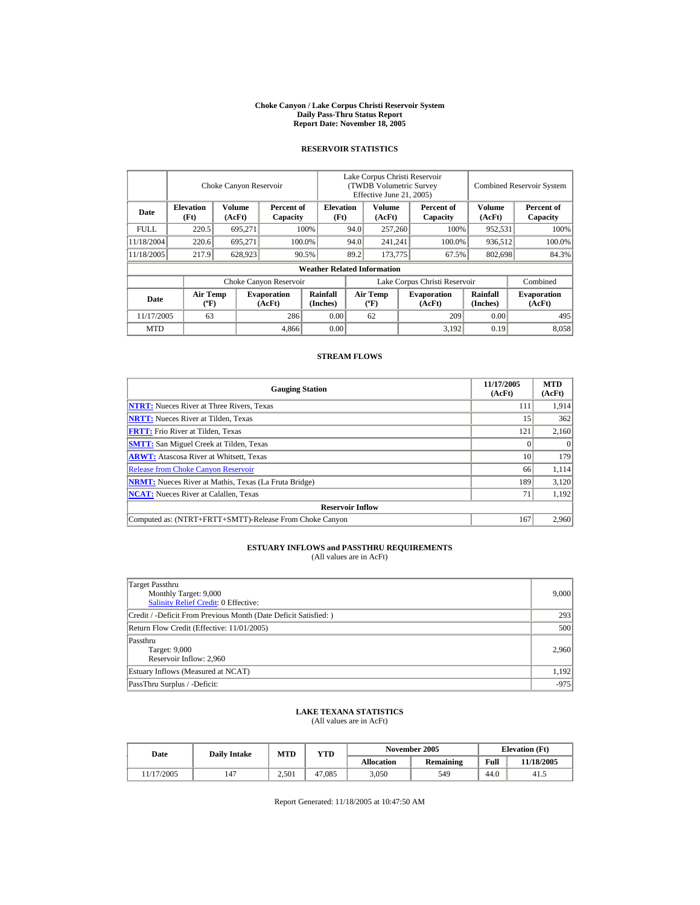# Choke Canyon / Lake Corpus Christi Reservoir System
## Daily Pass-Thru Status Report
### Report Date: November 18, 2005

## RESERVOIR STATISTICS

| | Choke Canyon Reservoir | | | Lake Corpus Christi Reservoir (TWDB Volumetric Survey Effective June 21, 2005) | | | Combined Reservoir System | |
|---|---|---|---|---|---|---|---|---|
| Date | Elevation (Ft) | Volume (AcFt) | Percent of Capacity | Elevation (Ft) | Volume (AcFt) | Percent of Capacity | Volume (AcFt) | Percent of Capacity |
| FULL | 220.5 | 695,271 | 100% | 94.0 | 257,260 | 100% | 952,531 | 100% |
| 11/18/2004 | 220.6 | 695,271 | 100.0% | 94.0 | 241,241 | 100.0% | 936,512 | 100.0% |
| 11/18/2005 | 217.9 | 628,923 | 90.5% | 89.2 | 173,775 | 67.5% | 802,698 | 84.3% |

**Weather Related Information**

| | Choke Canyon Reservoir | | | Lake Corpus Christi Reservoir | | | Combined |
|---|---|---|---|---|---|---|---|
| Date | Air Temp (ºF) | Evaporation (AcFt) | Rainfall (Inches) | Air Temp (ºF) | Evaporation (AcFt) | Rainfall (Inches) | Evaporation (AcFt) |
| 11/17/2005 | 63 | 286 | 0.00 | 62 | 209 | 0.00 | 495 |
| MTD | | 4,866 | 0.00 | | 3,192 | 0.19 | 8,058 |

## STREAM FLOWS

| Gauging Station | 11/17/2005 (AcFt) | MTD (AcFt) |
|---|---|---|
| **NTRT:** Nueces River at Three Rivers, Texas | 111 | 1,914 |
| **NRTT:** Nueces River at Tilden, Texas | 15 | 362 |
| **FRTT:** Frio River at Tilden, Texas | 121 | 2,160 |
| **SMTT:** San Miguel Creek at Tilden, Texas | 0 | 0 |
| **ARWT:** Atascosa River at Whitsett, Texas | 10 | 179 |
| Release from Choke Canyon Reservoir | 66 | 1,114 |
| **NRMT:** Nueces River at Mathis, Texas (La Fruta Bridge) | 189 | 3,120 |
| **NCAT:** Nueces River at Calallen, Texas | 71 | 1,192 |
| **Reservoir Inflow** | | |
| Computed as: (NTRT+FRTT+SMTT)-Release From Choke Canyon | 167 | 2,960 |

## ESTUARY INFLOWS and PASSTHRU REQUIREMENTS
(All values are in AcFt)

| | |
|---|---|
| Target Passthru<br>Monthly Target: 9,000<br>Salinity Relief Credit: 0 Effective: | 9,000 |
| Credit / -Deficit From Previous Month (Date Deficit Satisfied: ) | 293 |
| Return Flow Credit (Effective: 11/01/2005) | 500 |
| Passthru<br>Target: 9,000<br>Reservoir Inflow: 2,960 | 2,960 |
| Estuary Inflows (Measured at NCAT) | 1,192 |
| PassThru Surplus / -Deficit: | -975 |

## LAKE TEXANA STATISTICS
(All values are in AcFt)

| Date | Daily Intake | MTD | YTD | November 2005 | | Elevation (Ft) | |
|---|---|---|---|---|---|---|---|
| | | | | Allocation | Remaining | Full | 11/18/2005 |
| 11/17/2005 | 147 | 2,501 | 47,085 | 3,050 | 549 | 44.0 | 41.5 |

Report Generated: 11/18/2005 at 10:47:50 AM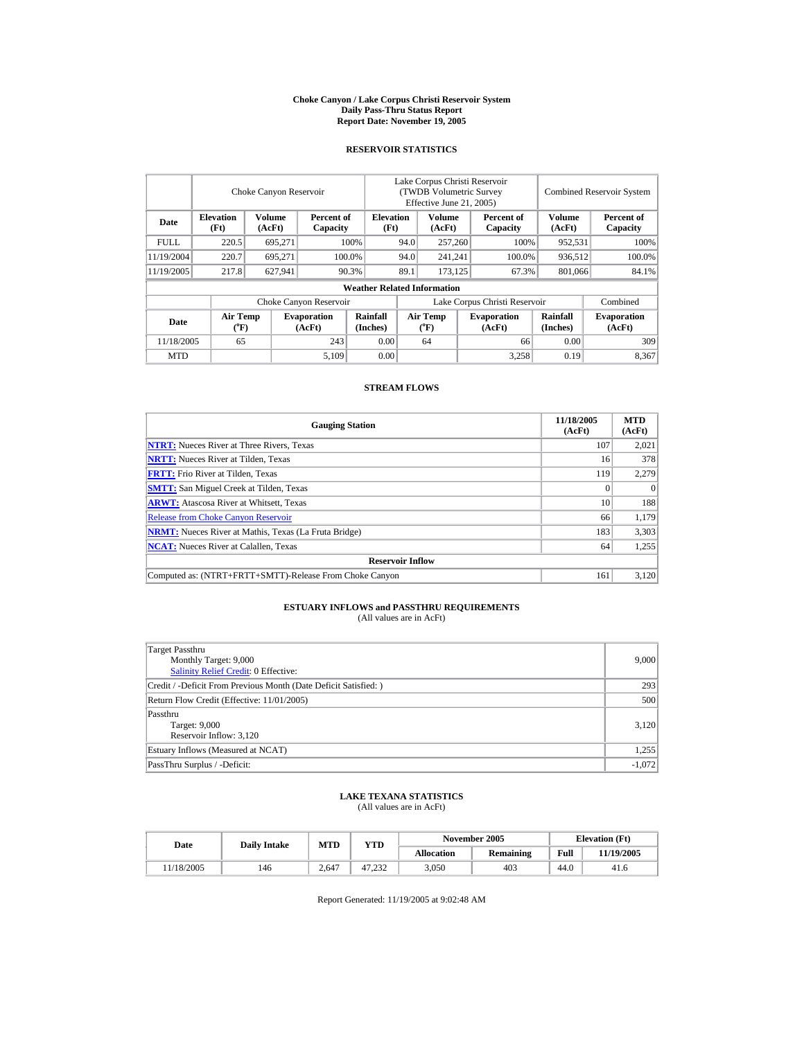# Choke Canyon / Lake Corpus Christi Reservoir System
## Daily Pass-Thru Status Report
## Report Date: November 19, 2005

### RESERVOIR STATISTICS

| Date | Choke Canyon Reservoir | | | Lake Corpus Christi Reservoir (TWDB Volumetric Survey Effective June 21, 2005) | | | Combined Reservoir System | |
|---|---|---|---|---|---|---|---|---|
| | Elevation (Ft) | Volume (AcFt) | Percent of Capacity | Elevation (Ft) | Volume (AcFt) | Percent of Capacity | Volume (AcFt) | Percent of Capacity |
| FULL | 220.5 | 695,271 | 100% | 94.0 | 257,260 | 100% | 952,531 | 100% |
| 11/19/2004 | 220.7 | 695,271 | 100.0% | 94.0 | 241,241 | 100.0% | 936,512 | 100.0% |
| 11/19/2005 | 217.8 | 627,941 | 90.3% | 89.1 | 173,125 | 67.3% | 801,066 | 84.1% |

**Weather Related Information**

| Date | Choke Canyon Reservoir | | | Lake Corpus Christi Reservoir | | | Combined |
|---|---|---|---|---|---|---|---|
| | Air Temp (°F) | Evaporation (AcFt) | Rainfall (Inches) | Air Temp (°F) | Evaporation (AcFt) | Rainfall (Inches) | Evaporation (AcFt) |
| 11/18/2005 | 65 | 243 | 0.00 | 64 | 66 | 0.00 | 309 |
| MTD | | 5,109 | 0.00 | | 3,258 | 0.19 | 8,367 |

### STREAM FLOWS

| Gauging Station | 11/18/2005 (AcFt) | MTD (AcFt) |
|---|---|---|
| NTRT: Nueces River at Three Rivers, Texas | 107 | 2,021 |
| NRTT: Nueces River at Tilden, Texas | 16 | 378 |
| FRTT: Frio River at Tilden, Texas | 119 | 2,279 |
| SMTT: San Miguel Creek at Tilden, Texas | 0 | 0 |
| ARWT: Atascosa River at Whitsett, Texas | 10 | 188 |
| Release from Choke Canyon Reservoir | 66 | 1,179 |
| NRMT: Nueces River at Mathis, Texas (La Fruta Bridge) | 183 | 3,303 |
| NCAT: Nueces River at Calallen, Texas | 64 | 1,255 |
| **Reservoir Inflow** | | |
| Computed as: (NTRT+FRTT+SMTT)-Release From Choke Canyon | 161 | 3,120 |

### ESTUARY INFLOWS and PASSTHRU REQUIREMENTS
(All values are in AcFt)

| Item | Value |
|---|---|
| Target Passthru<br>Monthly Target: 9,000<br>Salinity Relief Credit: 0 Effective: | 9,000 |
| Credit / -Deficit From Previous Month (Date Deficit Satisfied: ) | 293 |
| Return Flow Credit (Effective: 11/01/2005) | 500 |
| Passthru<br>Target: 9,000<br>Reservoir Inflow: 3,120 | 3,120 |
| Estuary Inflows (Measured at NCAT) | 1,255 |
| PassThru Surplus / -Deficit: | -1,072 |

### LAKE TEXANA STATISTICS
(All values are in AcFt)

| Date | Daily Intake | MTD | YTD | November 2005 | | Elevation (Ft) | |
|---|---|---|---|---|---|---|---|
| | | | | Allocation | Remaining | Full | 11/19/2005 |
| 11/18/2005 | 146 | 2,647 | 47,232 | 3,050 | 403 | 44.0 | 41.6 |

Report Generated: 11/19/2005 at 9:02:48 AM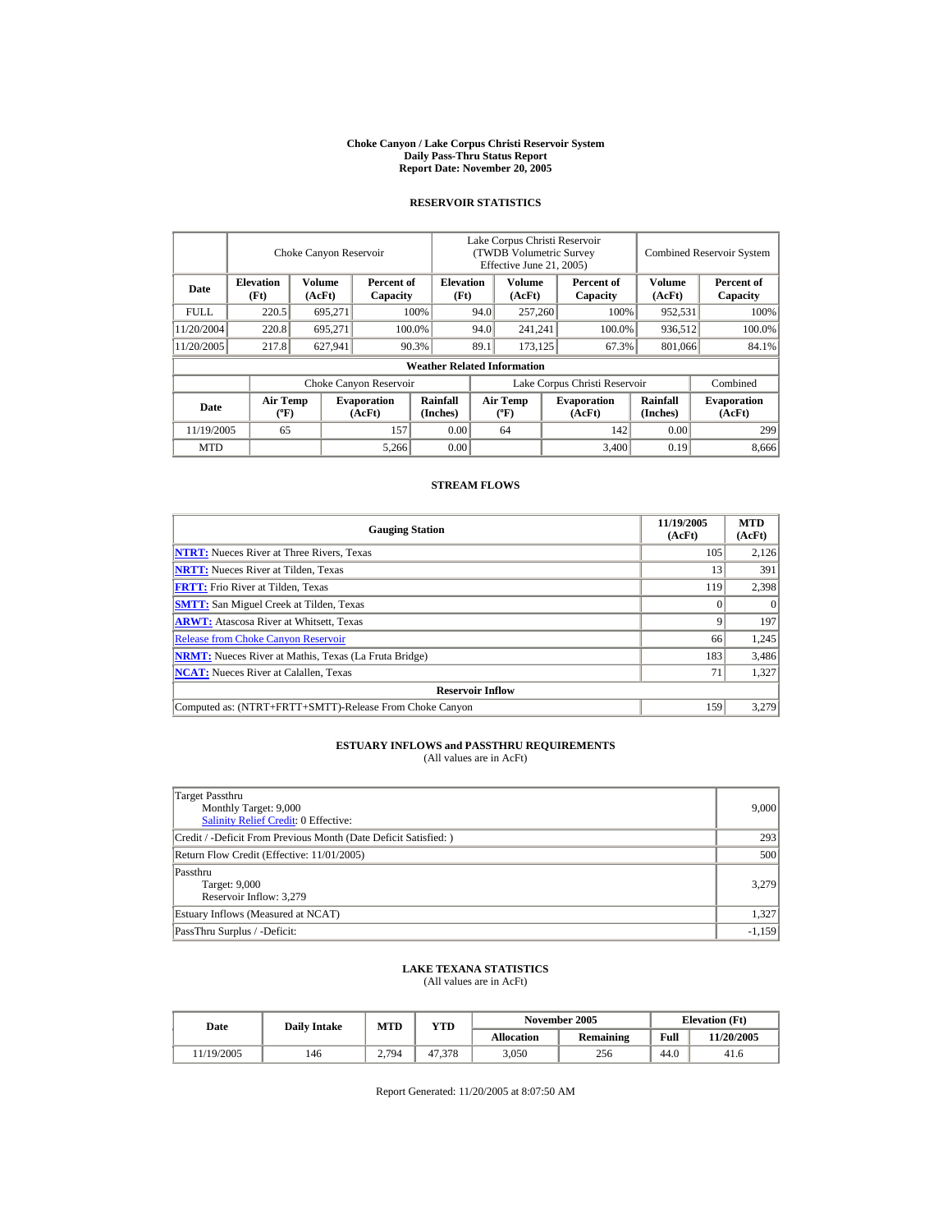# Choke Canyon / Lake Corpus Christi Reservoir System
## Daily Pass-Thru Status Report
### Report Date: November 20, 2005

## RESERVOIR STATISTICS

| Date | Choke Canyon Reservoir | | | Lake Corpus Christi Reservoir (TWDB Volumetric Survey Effective June 21, 2005) | | | Combined Reservoir System | |
|---|---|---|---|---|---|---|---|---|
| | Elevation (Ft) | Volume (AcFt) | Percent of Capacity | Elevation (Ft) | Volume (AcFt) | Percent of Capacity | Volume (AcFt) | Percent of Capacity |
| FULL | 220.5 | 695,271 | 100% | 94.0 | 257,260 | 100% | 952,531 | 100% |
| 11/20/2004 | 220.8 | 695,271 | 100.0% | 94.0 | 241,241 | 100.0% | 936,512 | 100.0% |
| 11/20/2005 | 217.8 | 627,941 | 90.3% | 89.1 | 173,125 | 67.3% | 801,066 | 84.1% |

**Weather Related Information**

| Date | Choke Canyon Reservoir | | | Lake Corpus Christi Reservoir | | | Combined |
|---|---|---|---|---|---|---|---|
| | Air Temp (ºF) | Evaporation (AcFt) | Rainfall (Inches) | Air Temp (ºF) | Evaporation (AcFt) | Rainfall (Inches) | Evaporation (AcFt) |
| 11/19/2005 | 65 | 157 | 0.00 | 64 | 142 | 0.00 | 299 |
| MTD | | 5,266 | 0.00 | | 3,400 | 0.19 | 8,666 |

## STREAM FLOWS

| Gauging Station | 11/19/2005 (AcFt) | MTD (AcFt) |
|---|---|---|
| NTRT: Nueces River at Three Rivers, Texas | 105 | 2,126 |
| NRTT: Nueces River at Tilden, Texas | 13 | 391 |
| FRTT: Frio River at Tilden, Texas | 119 | 2,398 |
| SMTT: San Miguel Creek at Tilden, Texas | 0 | 0 |
| ARWT: Atascosa River at Whitsett, Texas | 9 | 197 |
| Release from Choke Canyon Reservoir | 66 | 1,245 |
| NRMT: Nueces River at Mathis, Texas (La Fruta Bridge) | 183 | 3,486 |
| NCAT: Nueces River at Calallen, Texas | 71 | 1,327 |
| **Reservoir Inflow** | | |
| Computed as: (NTRT+FRTT+SMTT)-Release From Choke Canyon | 159 | 3,279 |

## ESTUARY INFLOWS and PASSTHRU REQUIREMENTS
(All values are in AcFt)

| | |
|---|---|
| Target Passthru<br>Monthly Target: 9,000<br>Salinity Relief Credit: 0 Effective: | 9,000 |
| Credit / -Deficit From Previous Month (Date Deficit Satisfied: ) | 293 |
| Return Flow Credit (Effective: 11/01/2005) | 500 |
| Passthru<br>Target: 9,000<br>Reservoir Inflow: 3,279 | 3,279 |
| Estuary Inflows (Measured at NCAT) | 1,327 |
| PassThru Surplus / -Deficit: | -1,159 |

## LAKE TEXANA STATISTICS
(All values are in AcFt)

| Date | Daily Intake | MTD | YTD | November 2005 | | Elevation (Ft) | |
|---|---|---|---|---|---|---|---|
| | | | | Allocation | Remaining | Full | 11/20/2005 |
| 11/19/2005 | 146 | 2,794 | 47,378 | 3,050 | 256 | 44.0 | 41.6 |

Report Generated: 11/20/2005 at 8:07:50 AM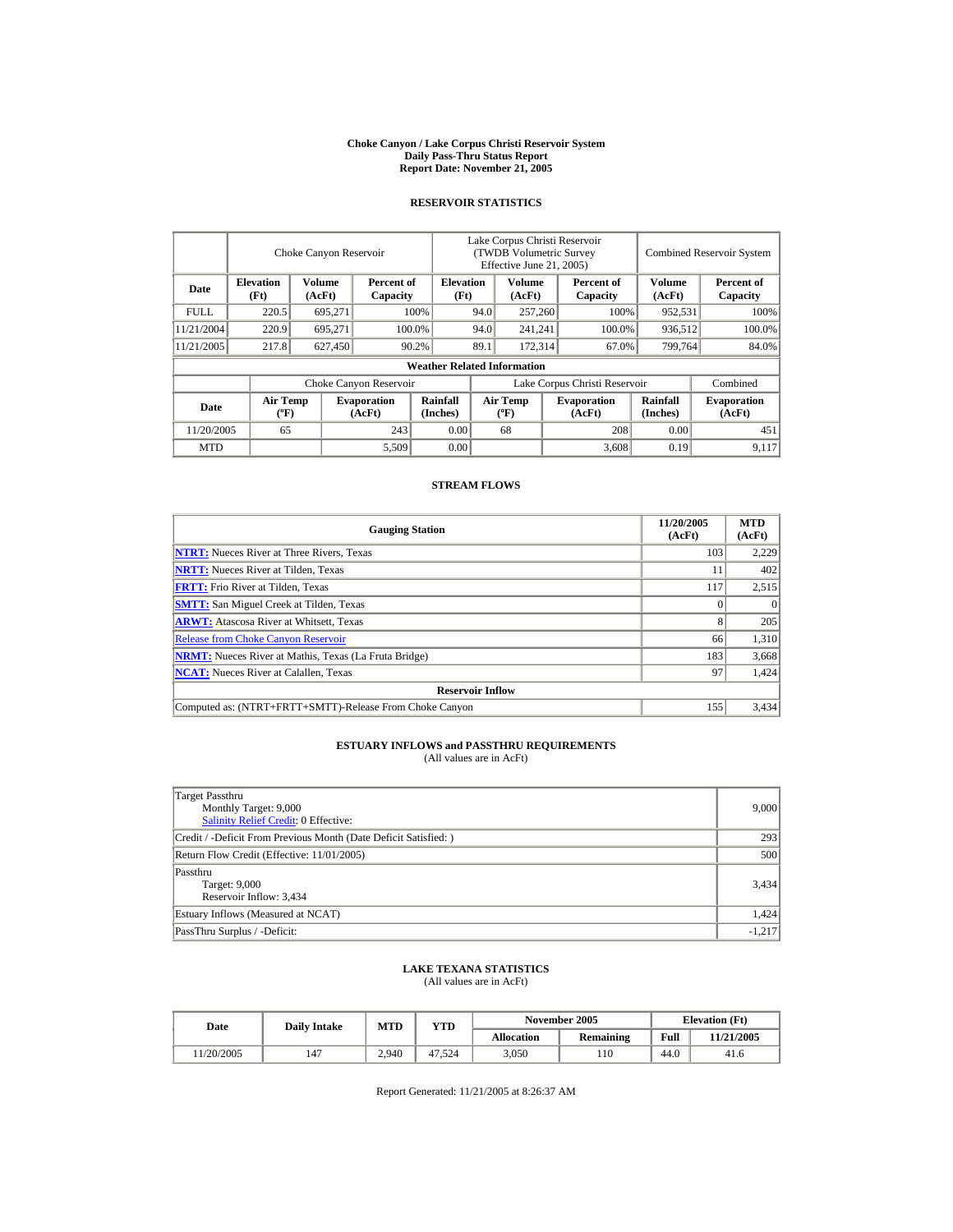# Choke Canyon / Lake Corpus Christi Reservoir System
## Daily Pass-Thru Status Report
### Report Date: November 21, 2005

## RESERVOIR STATISTICS

| Date | Choke Canyon Reservoir | | | Lake Corpus Christi Reservoir (TWDB Volumetric Survey Effective June 21, 2005) | | | Combined Reservoir System | |
|---|---|---|---|---|---|---|---|---|
| | Elevation (Ft) | Volume (AcFt) | Percent of Capacity | Elevation (Ft) | Volume (AcFt) | Percent of Capacity | Volume (AcFt) | Percent of Capacity |
| FULL | 220.5 | 695,271 | 100% | 94.0 | 257,260 | 100% | 952,531 | 100% |
| 11/21/2004 | 220.9 | 695,271 | 100.0% | 94.0 | 241,241 | 100.0% | 936,512 | 100.0% |
| 11/21/2005 | 217.8 | 627,450 | 90.2% | 89.1 | 172,314 | 67.0% | 799,764 | 84.0% |

**Weather Related Information**

| Date | Choke Canyon Reservoir | | | Lake Corpus Christi Reservoir | | | Combined |
|---|---|---|---|---|---|---|---|
| | Air Temp (ºF) | Evaporation (AcFt) | Rainfall (Inches) | Air Temp (ºF) | Evaporation (AcFt) | Rainfall (Inches) | Evaporation (AcFt) |
| 11/20/2005 | 65 | 243 | 0.00 | 68 | 208 | 0.00 | 451 |
| MTD | | 5,509 | 0.00 | | 3,608 | 0.19 | 9,117 |

## STREAM FLOWS

| Gauging Station | 11/20/2005 (AcFt) | MTD (AcFt) |
|---|---|---|
| **NTRT:** Nueces River at Three Rivers, Texas | 103 | 2,229 |
| **NRTT:** Nueces River at Tilden, Texas | 11 | 402 |
| **FRTT:** Frio River at Tilden, Texas | 117 | 2,515 |
| **SMTT:** San Miguel Creek at Tilden, Texas | 0 | 0 |
| **ARWT:** Atascosa River at Whitsett, Texas | 8 | 205 |
| Release from Choke Canyon Reservoir | 66 | 1,310 |
| **NRMT:** Nueces River at Mathis, Texas (La Fruta Bridge) | 183 | 3,668 |
| **NCAT:** Nueces River at Calallen, Texas | 97 | 1,424 |
| **Reservoir Inflow** | | |
| Computed as: (NTRT+FRTT+SMTT)-Release From Choke Canyon | 155 | 3,434 |

## ESTUARY INFLOWS and PASSTHRU REQUIREMENTS
(All values are in AcFt)

| | |
|---|---|
| Target Passthru<br>Monthly Target: 9,000<br>Salinity Relief Credit: 0 Effective: | 9,000 |
| Credit / -Deficit From Previous Month (Date Deficit Satisfied: ) | 293 |
| Return Flow Credit (Effective: 11/01/2005) | 500 |
| Passthru<br>Target: 9,000<br>Reservoir Inflow: 3,434 | 3,434 |
| Estuary Inflows (Measured at NCAT) | 1,424 |
| PassThru Surplus / -Deficit: | -1,217 |

## LAKE TEXANA STATISTICS
(All values are in AcFt)

| Date | Daily Intake | MTD | YTD | November 2005 | | Elevation (Ft) | |
|---|---|---|---|---|---|---|---|
| | | | | Allocation | Remaining | Full | 11/21/2005 |
| 11/20/2005 | 147 | 2,940 | 47,524 | 3,050 | 110 | 44.0 | 41.6 |

Report Generated: 11/21/2005 at 8:26:37 AM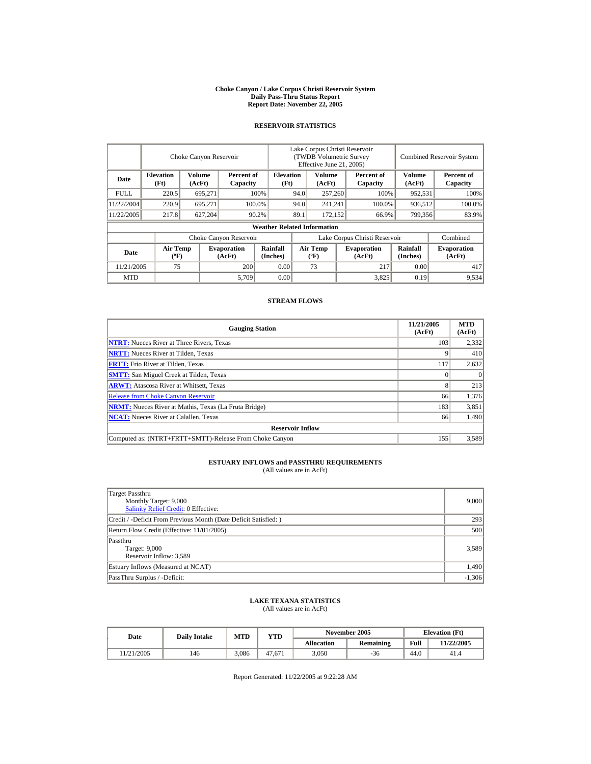# Choke Canyon / Lake Corpus Christi Reservoir System
## Daily Pass-Thru Status Report
### Report Date: November 22, 2005

## RESERVOIR STATISTICS

| Date | Choke Canyon Reservoir | | | Lake Corpus Christi Reservoir (TWDB Volumetric Survey Effective June 21, 2005) | | | Combined Reservoir System | |
|---|---|---|---|---|---|---|---|---|
| | Elevation (Ft) | Volume (AcFt) | Percent of Capacity | Elevation (Ft) | Volume (AcFt) | Percent of Capacity | Volume (AcFt) | Percent of Capacity |
| FULL | 220.5 | 695,271 | 100% | 94.0 | 257,260 | 100% | 952,531 | 100% |
| 11/22/2004 | 220.9 | 695,271 | 100.0% | 94.0 | 241,241 | 100.0% | 936,512 | 100.0% |
| 11/22/2005 | 217.8 | 627,204 | 90.2% | 89.1 | 172,152 | 66.9% | 799,356 | 83.9% |

**Weather Related Information**

| Date | Choke Canyon Reservoir | | | Lake Corpus Christi Reservoir | | | Combined |
|---|---|---|---|---|---|---|---|
| | Air Temp (ºF) | Evaporation (AcFt) | Rainfall (Inches) | Air Temp (ºF) | Evaporation (AcFt) | Rainfall (Inches) | Evaporation (AcFt) |
| 11/21/2005 | 75 | 200 | 0.00 | 73 | 217 | 0.00 | 417 |
| MTD | | 5,709 | 0.00 | | 3,825 | 0.19 | 9,534 |

## STREAM FLOWS

| Gauging Station | 11/21/2005 (AcFt) | MTD (AcFt) |
|---|---|---|
| **NTRT:** Nueces River at Three Rivers, Texas | 103 | 2,332 |
| **NRTT:** Nueces River at Tilden, Texas | 9 | 410 |
| **FRTT:** Frio River at Tilden, Texas | 117 | 2,632 |
| **SMTT:** San Miguel Creek at Tilden, Texas | 0 | 0 |
| **ARWT:** Atascosa River at Whitsett, Texas | 8 | 213 |
| Release from Choke Canyon Reservoir | 66 | 1,376 |
| **NRMT:** Nueces River at Mathis, Texas (La Fruta Bridge) | 183 | 3,851 |
| **NCAT:** Nueces River at Calallen, Texas | 66 | 1,490 |
| **Reservoir Inflow** | | |
| Computed as: (NTRT+FRTT+SMTT)-Release From Choke Canyon | 155 | 3,589 |

## ESTUARY INFLOWS and PASSTHRU REQUIREMENTS
(All values are in AcFt)

| | |
|---|---|
| Target Passthru<br>Monthly Target: 9,000<br>Salinity Relief Credit: 0 Effective: | 9,000 |
| Credit / -Deficit From Previous Month (Date Deficit Satisfied: ) | 293 |
| Return Flow Credit (Effective: 11/01/2005) | 500 |
| Passthru<br>Target: 9,000<br>Reservoir Inflow: 3,589 | 3,589 |
| Estuary Inflows (Measured at NCAT) | 1,490 |
| PassThru Surplus / -Deficit: | -1,306 |

## LAKE TEXANA STATISTICS
(All values are in AcFt)

| Date | Daily Intake | MTD | YTD | November 2005 | | Elevation (Ft) | |
|---|---|---|---|---|---|---|---|
| | | | | Allocation | Remaining | Full | 11/22/2005 |
| 11/21/2005 | 146 | 3,086 | 47,671 | 3,050 | -36 | 44.0 | 41.4 |

Report Generated: 11/22/2005 at 9:22:28 AM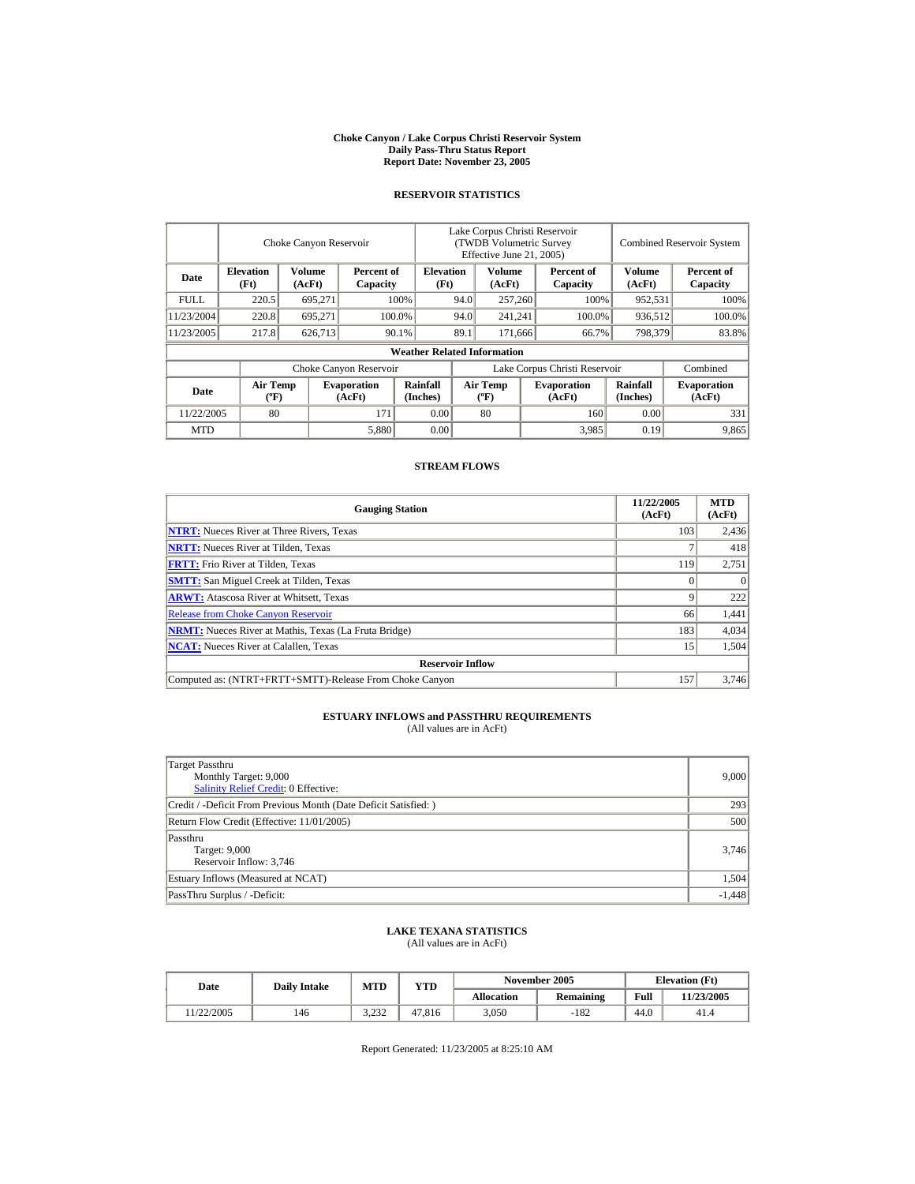# Choke Canyon / Lake Corpus Christi Reservoir System
## Daily Pass-Thru Status Report
### Report Date: November 23, 2005

## RESERVOIR STATISTICS

| | Choke Canyon Reservoir | | | Lake Corpus Christi Reservoir (TWDB Volumetric Survey Effective June 21, 2005) | | | Combined Reservoir System | |
|---|---|---|---|---|---|---|---|---|
| Date | Elevation (Ft) | Volume (AcFt) | Percent of Capacity | Elevation (Ft) | Volume (AcFt) | Percent of Capacity | Volume (AcFt) | Percent of Capacity |
| FULL | 220.5 | 695,271 | 100% | 94.0 | 257,260 | 100% | 952,531 | 100% |
| 11/23/2004 | 220.8 | 695,271 | 100.0% | 94.0 | 241,241 | 100.0% | 936,512 | 100.0% |
| 11/23/2005 | 217.8 | 626,713 | 90.1% | 89.1 | 171,666 | 66.7% | 798,379 | 83.8% |

**Weather Related Information**

| | Choke Canyon Reservoir | | | Lake Corpus Christi Reservoir | | | Combined |
|---|---|---|---|---|---|---|---|
| Date | Air Temp (ºF) | Evaporation (AcFt) | Rainfall (Inches) | Air Temp (ºF) | Evaporation (AcFt) | Rainfall (Inches) | Evaporation (AcFt) |
| 11/22/2005 | 80 | 171 | 0.00 | 80 | 160 | 0.00 | 331 |
| MTD | | 5,880 | 0.00 | | 3,985 | 0.19 | 9,865 |

## STREAM FLOWS

| Gauging Station | 11/22/2005 (AcFt) | MTD (AcFt) |
|---|---|---|
| NTRT: Nueces River at Three Rivers, Texas | 103 | 2,436 |
| NRTT: Nueces River at Tilden, Texas | 7 | 418 |
| FRTT: Frio River at Tilden, Texas | 119 | 2,751 |
| SMTT: San Miguel Creek at Tilden, Texas | 0 | 0 |
| ARWT: Atascosa River at Whitsett, Texas | 9 | 222 |
| Release from Choke Canyon Reservoir | 66 | 1,441 |
| NRMT: Nueces River at Mathis, Texas (La Fruta Bridge) | 183 | 4,034 |
| NCAT: Nueces River at Calallen, Texas | 15 | 1,504 |
| **Reservoir Inflow** | | |
| Computed as: (NTRT+FRTT+SMTT)-Release From Choke Canyon | 157 | 3,746 |

## ESTUARY INFLOWS and PASSTHRU REQUIREMENTS
(All values are in AcFt)

| | |
|---|---|
| Target Passthru<br>Monthly Target: 9,000<br>Salinity Relief Credit: 0 Effective: | 9,000 |
| Credit / -Deficit From Previous Month (Date Deficit Satisfied: ) | 293 |
| Return Flow Credit (Effective: 11/01/2005) | 500 |
| Passthru<br>Target: 9,000<br>Reservoir Inflow: 3,746 | 3,746 |
| Estuary Inflows (Measured at NCAT) | 1,504 |
| PassThru Surplus / -Deficit: | -1,448 |

## LAKE TEXANA STATISTICS
(All values are in AcFt)

| Date | Daily Intake | MTD | YTD | November 2005 | | Elevation (Ft) | |
|---|---|---|---|---|---|---|---|
| | | | | Allocation | Remaining | Full | 11/23/2005 |
| 11/22/2005 | 146 | 3,232 | 47,816 | 3,050 | -182 | 44.0 | 41.4 |

Report Generated: 11/23/2005 at 8:25:10 AM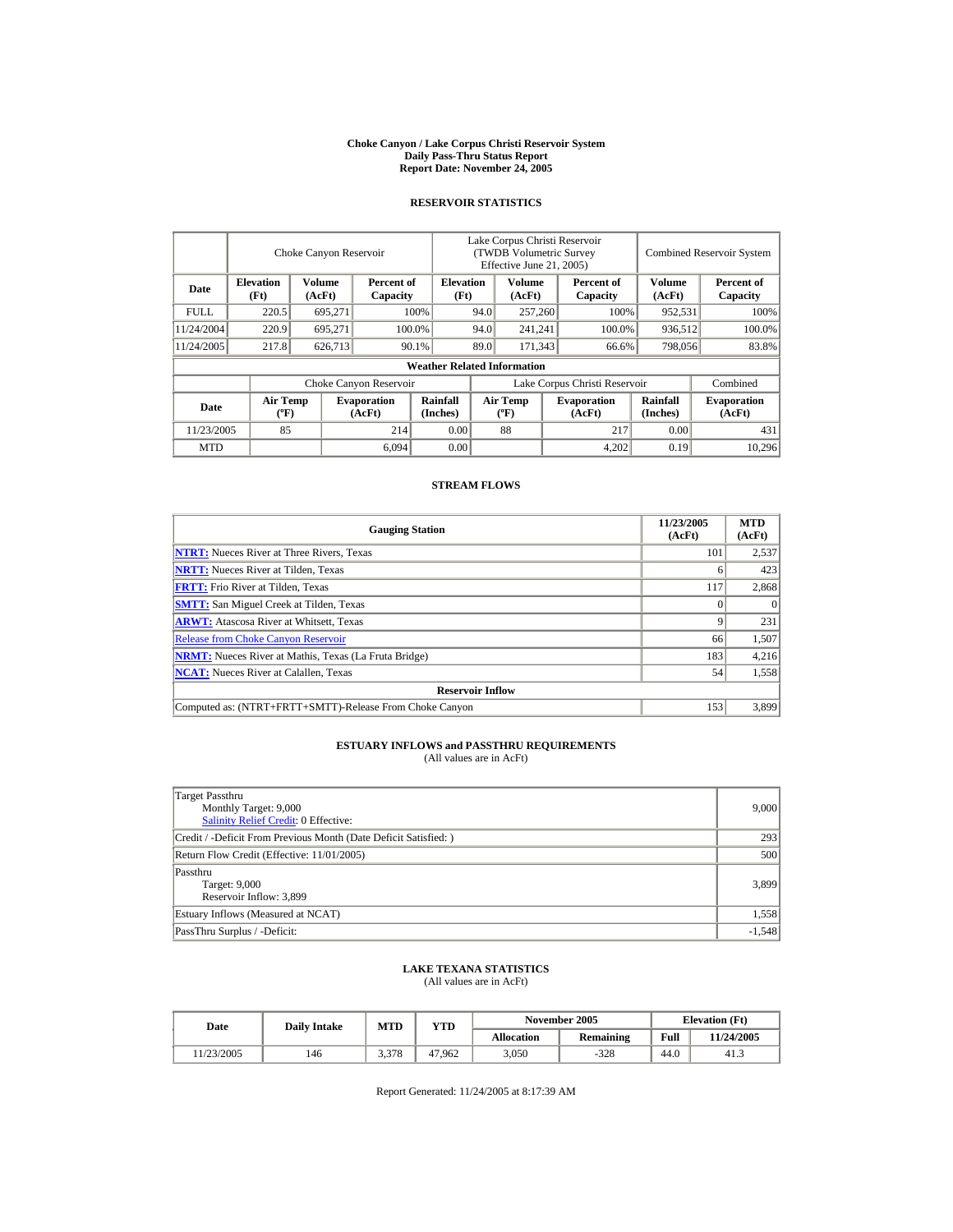# Choke Canyon / Lake Corpus Christi Reservoir System
## Daily Pass-Thru Status Report
## Report Date: November 24, 2005

### RESERVOIR STATISTICS

| Date | Choke Canyon Reservoir | | | Lake Corpus Christi Reservoir (TWDB Volumetric Survey Effective June 21, 2005) | | | Combined Reservoir System | |
|---|---|---|---|---|---|---|---|---|
| | Elevation (Ft) | Volume (AcFt) | Percent of Capacity | Elevation (Ft) | Volume (AcFt) | Percent of Capacity | Volume (AcFt) | Percent of Capacity |
| FULL | 220.5 | 695,271 | 100% | 94.0 | 257,260 | 100% | 952,531 | 100% |
| 11/24/2004 | 220.9 | 695,271 | 100.0% | 94.0 | 241,241 | 100.0% | 936,512 | 100.0% |
| 11/24/2005 | 217.8 | 626,713 | 90.1% | 89.0 | 171,343 | 66.6% | 798,056 | 83.8% |

**Weather Related Information**

| Date | Choke Canyon Reservoir | | | Lake Corpus Christi Reservoir | | | Combined |
|---|---|---|---|---|---|---|---|
| | Air Temp (ºF) | Evaporation (AcFt) | Rainfall (Inches) | Air Temp (ºF) | Evaporation (AcFt) | Rainfall (Inches) | Evaporation (AcFt) |
| 11/23/2005 | 85 | 214 | 0.00 | 88 | 217 | 0.00 | 431 |
| MTD | | 6,094 | 0.00 | | 4,202 | 0.19 | 10,296 |

### STREAM FLOWS

| Gauging Station | 11/23/2005 (AcFt) | MTD (AcFt) |
|---|---|---|
| **NTRT:** Nueces River at Three Rivers, Texas | 101 | 2,537 |
| **NRTT:** Nueces River at Tilden, Texas | 6 | 423 |
| **FRTT:** Frio River at Tilden, Texas | 117 | 2,868 |
| **SMTT:** San Miguel Creek at Tilden, Texas | 0 | 0 |
| **ARWT:** Atascosa River at Whitsett, Texas | 9 | 231 |
| Release from Choke Canyon Reservoir | 66 | 1,507 |
| **NRMT:** Nueces River at Mathis, Texas (La Fruta Bridge) | 183 | 4,216 |
| **NCAT:** Nueces River at Calallen, Texas | 54 | 1,558 |
| **Reservoir Inflow** | | |
| Computed as: (NTRT+FRTT+SMTT)-Release From Choke Canyon | 153 | 3,899 |

### ESTUARY INFLOWS and PASSTHRU REQUIREMENTS
(All values are in AcFt)

| Item | Value |
|---|---|
| Target Passthru<br>Monthly Target: 9,000<br>Salinity Relief Credit: 0 Effective: | 9,000 |
| Credit / -Deficit From Previous Month (Date Deficit Satisfied: ) | 293 |
| Return Flow Credit (Effective: 11/01/2005) | 500 |
| Passthru<br>Target: 9,000<br>Reservoir Inflow: 3,899 | 3,899 |
| Estuary Inflows (Measured at NCAT) | 1,558 |
| PassThru Surplus / -Deficit: | -1,548 |

### LAKE TEXANA STATISTICS
(All values are in AcFt)

| Date | Daily Intake | MTD | YTD | November 2005 | | Elevation (Ft) | |
|---|---|---|---|---|---|---|---|
| | | | | Allocation | Remaining | Full | 11/24/2005 |
| 11/23/2005 | 146 | 3,378 | 47,962 | 3,050 | -328 | 44.0 | 41.3 |

Report Generated: 11/24/2005 at 8:17:39 AM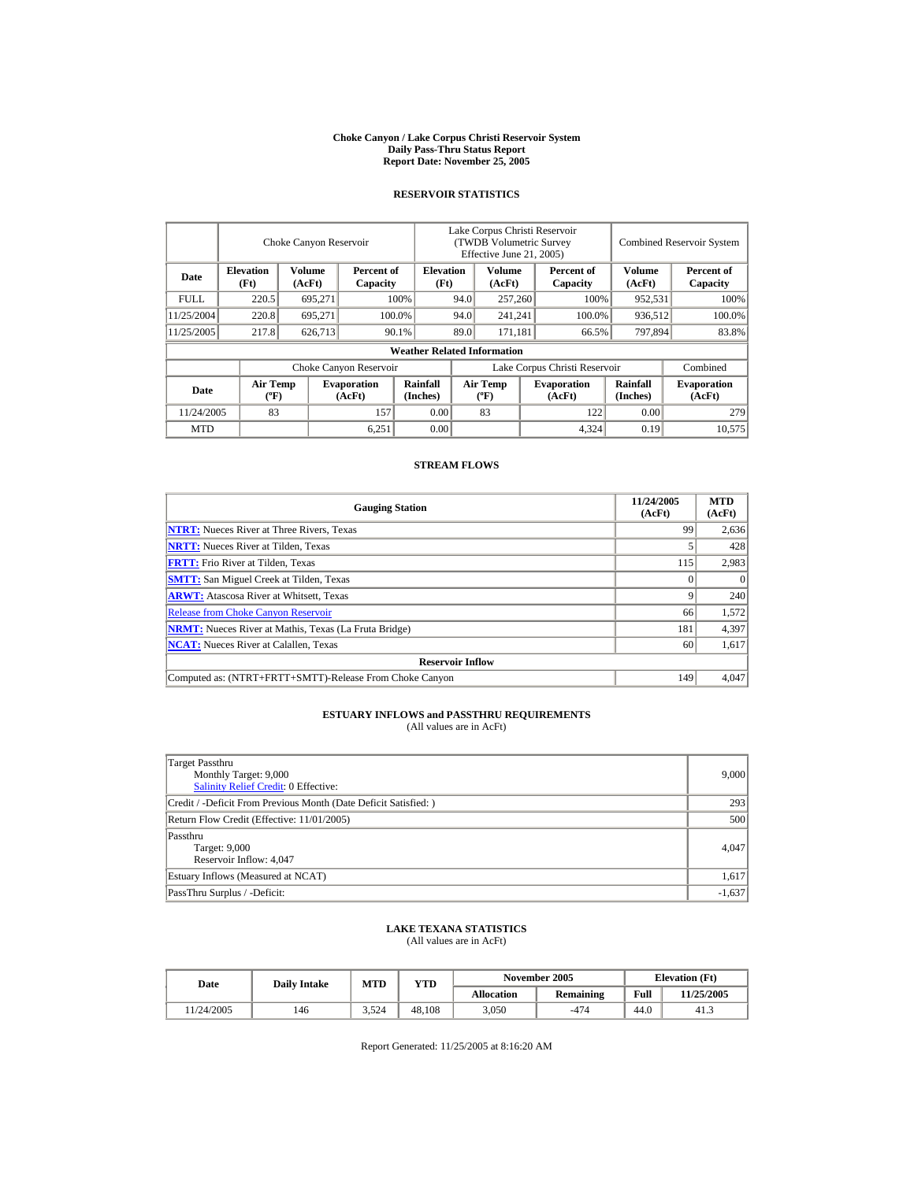**Choke Canyon / Lake Corpus Christi Reservoir System**
**Daily Pass-Thru Status Report**
**Report Date: November 25, 2005**

## RESERVOIR STATISTICS

| | Choke Canyon Reservoir | | | Lake Corpus Christi Reservoir (TWDB Volumetric Survey Effective June 21, 2005) | | | Combined Reservoir System | |
|---|---|---|---|---|---|---|---|---|
| **Date** | **Elevation (Ft)** | **Volume (AcFt)** | **Percent of Capacity** | **Elevation (Ft)** | **Volume (AcFt)** | **Percent of Capacity** | **Volume (AcFt)** | **Percent of Capacity** |
| FULL | 220.5 | 695,271 | 100% | 94.0 | 257,260 | 100% | 952,531 | 100% |
| 11/25/2004 | 220.8 | 695,271 | 100.0% | 94.0 | 241,241 | 100.0% | 936,512 | 100.0% |
| 11/25/2005 | 217.8 | 626,713 | 90.1% | 89.0 | 171,181 | 66.5% | 797,894 | 83.8% |

**Weather Related Information**

| | Choke Canyon Reservoir | | | Lake Corpus Christi Reservoir | | | Combined |
|---|---|---|---|---|---|---|---|
| **Date** | **Air Temp (ºF)** | **Evaporation (AcFt)** | **Rainfall (Inches)** | **Air Temp (ºF)** | **Evaporation (AcFt)** | **Rainfall (Inches)** | **Evaporation (AcFt)** |
| 11/24/2005 | 83 | 157 | 0.00 | 83 | 122 | 0.00 | 279 |
| MTD | | 6,251 | 0.00 | | 4,324 | 0.19 | 10,575 |

## STREAM FLOWS

| Gauging Station | 11/24/2005 (AcFt) | MTD (AcFt) |
|---|---|---|
| **NTRT:** Nueces River at Three Rivers, Texas | 99 | 2,636 |
| **NRTT:** Nueces River at Tilden, Texas | 5 | 428 |
| **FRTT:** Frio River at Tilden, Texas | 115 | 2,983 |
| **SMTT:** San Miguel Creek at Tilden, Texas | 0 | 0 |
| **ARWT:** Atascosa River at Whitsett, Texas | 9 | 240 |
| Release from Choke Canyon Reservoir | 66 | 1,572 |
| **NRMT:** Nueces River at Mathis, Texas (La Fruta Bridge) | 181 | 4,397 |
| **NCAT:** Nueces River at Calallen, Texas | 60 | 1,617 |
| **Reservoir Inflow** | | |
| Computed as: (NTRT+FRTT+SMTT)-Release From Choke Canyon | 149 | 4,047 |

## ESTUARY INFLOWS and PASSTHRU REQUIREMENTS
(All values are in AcFt)

| | |
|---|---|
| Target Passthru<br>Monthly Target: 9,000<br>Salinity Relief Credit: 0 Effective: | 9,000 |
| Credit / -Deficit From Previous Month (Date Deficit Satisfied: ) | 293 |
| Return Flow Credit (Effective: 11/01/2005) | 500 |
| Passthru<br>Target: 9,000<br>Reservoir Inflow: 4,047 | 4,047 |
| Estuary Inflows (Measured at NCAT) | 1,617 |
| PassThru Surplus / -Deficit: | -1,637 |

## LAKE TEXANA STATISTICS
(All values are in AcFt)

| Date | Daily Intake | MTD | YTD | November 2005 | | Elevation (Ft) | |
|---|---|---|---|---|---|---|---|
| | | | | **Allocation** | **Remaining** | **Full** | **11/25/2005** |
| 11/24/2005 | 146 | 3,524 | 48,108 | 3,050 | -474 | 44.0 | 41.3 |

Report Generated: 11/25/2005 at 8:16:20 AM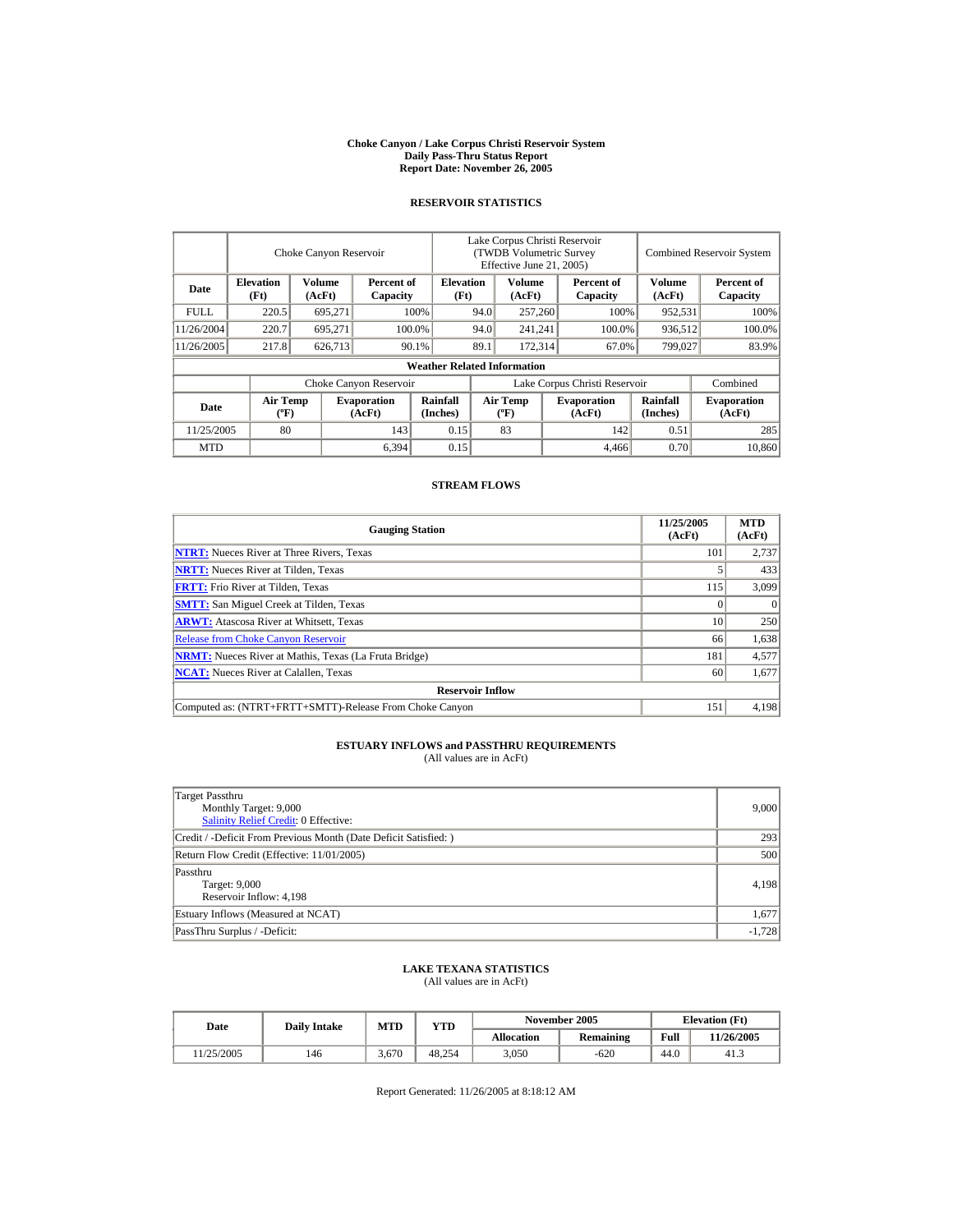# Choke Canyon / Lake Corpus Christi Reservoir System
## Daily Pass-Thru Status Report
### Report Date: November 26, 2005

## RESERVOIR STATISTICS

| Date | Choke Canyon Reservoir | | | Lake Corpus Christi Reservoir (TWDB Volumetric Survey Effective June 21, 2005) | | | Combined Reservoir System | |
|---|---|---|---|---|---|---|---|---|
| | Elevation (Ft) | Volume (AcFt) | Percent of Capacity | Elevation (Ft) | Volume (AcFt) | Percent of Capacity | Volume (AcFt) | Percent of Capacity |
| FULL | 220.5 | 695,271 | 100% | 94.0 | 257,260 | 100% | 952,531 | 100% |
| 11/26/2004 | 220.7 | 695,271 | 100.0% | 94.0 | 241,241 | 100.0% | 936,512 | 100.0% |
| 11/26/2005 | 217.8 | 626,713 | 90.1% | 89.1 | 172,314 | 67.0% | 799,027 | 83.9% |

**Weather Related Information**

| Date | Choke Canyon Reservoir | | | Lake Corpus Christi Reservoir | | | Combined |
|---|---|---|---|---|---|---|---|
| | Air Temp (ºF) | Evaporation (AcFt) | Rainfall (Inches) | Air Temp (ºF) | Evaporation (AcFt) | Rainfall (Inches) | Evaporation (AcFt) |
| 11/25/2005 | 80 | 143 | 0.15 | 83 | 142 | 0.51 | 285 |
| MTD | | 6,394 | 0.15 | | 4,466 | 0.70 | 10,860 |

## STREAM FLOWS

| Gauging Station | 11/25/2005 (AcFt) | MTD (AcFt) |
|---|---|---|
| NTRT: Nueces River at Three Rivers, Texas | 101 | 2,737 |
| NRTT: Nueces River at Tilden, Texas | 5 | 433 |
| FRTT: Frio River at Tilden, Texas | 115 | 3,099 |
| SMTT: San Miguel Creek at Tilden, Texas | 0 | 0 |
| ARWT: Atascosa River at Whitsett, Texas | 10 | 250 |
| Release from Choke Canyon Reservoir | 66 | 1,638 |
| NRMT: Nueces River at Mathis, Texas (La Fruta Bridge) | 181 | 4,577 |
| NCAT: Nueces River at Calallen, Texas | 60 | 1,677 |
| **Reservoir Inflow** | | |
| Computed as: (NTRT+FRTT+SMTT)-Release From Choke Canyon | 151 | 4,198 |

## ESTUARY INFLOWS and PASSTHRU REQUIREMENTS
(All values are in AcFt)

| | |
|---|---|
| Target Passthru<br>Monthly Target: 9,000<br>Salinity Relief Credit: 0 Effective: | 9,000 |
| Credit / -Deficit From Previous Month (Date Deficit Satisfied: ) | 293 |
| Return Flow Credit (Effective: 11/01/2005) | 500 |
| Passthru<br>Target: 9,000<br>Reservoir Inflow: 4,198 | 4,198 |
| Estuary Inflows (Measured at NCAT) | 1,677 |
| PassThru Surplus / -Deficit: | -1,728 |

## LAKE TEXANA STATISTICS
(All values are in AcFt)

| Date | Daily Intake | MTD | YTD | November 2005 | | Elevation (Ft) | |
|---|---|---|---|---|---|---|---|
| | | | | Allocation | Remaining | Full | 11/26/2005 |
| 11/25/2005 | 146 | 3,670 | 48,254 | 3,050 | -620 | 44.0 | 41.3 |

Report Generated: 11/26/2005 at 8:18:12 AM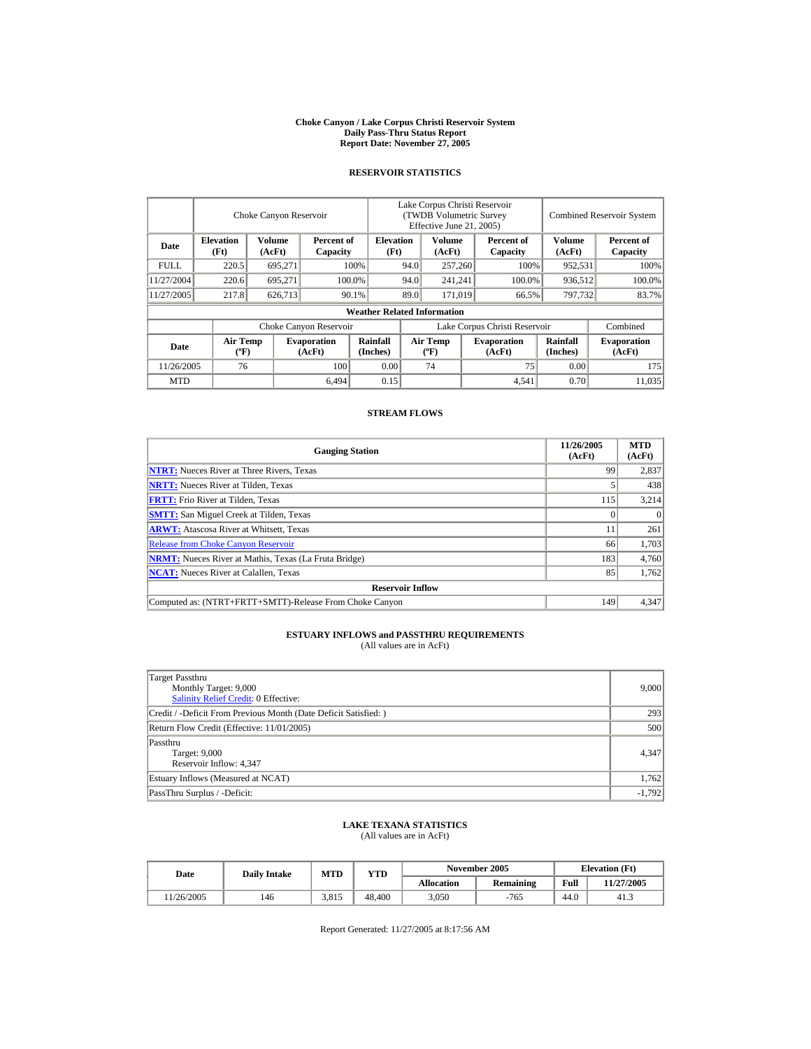# Choke Canyon / Lake Corpus Christi Reservoir System
## Daily Pass-Thru Status Report
## Report Date: November 27, 2005

### RESERVOIR STATISTICS

| | Choke Canyon Reservoir | | | Lake Corpus Christi Reservoir (TWDB Volumetric Survey Effective June 21, 2005) | | | Combined Reservoir System | |
|---|---|---|---|---|---|---|---|---|
| Date | Elevation (Ft) | Volume (AcFt) | Percent of Capacity | Elevation (Ft) | Volume (AcFt) | Percent of Capacity | Volume (AcFt) | Percent of Capacity |
| FULL | 220.5 | 695,271 | 100% | 94.0 | 257,260 | 100% | 952,531 | 100% |
| 11/27/2004 | 220.6 | 695,271 | 100.0% | 94.0 | 241,241 | 100.0% | 936,512 | 100.0% |
| 11/27/2005 | 217.8 | 626,713 | 90.1% | 89.0 | 171,019 | 66.5% | 797,732 | 83.7% |

**Weather Related Information**

| | Choke Canyon Reservoir | | | Lake Corpus Christi Reservoir | | | Combined |
|---|---|---|---|---|---|---|---|
| Date | Air Temp (ºF) | Evaporation (AcFt) | Rainfall (Inches) | Air Temp (ºF) | Evaporation (AcFt) | Rainfall (Inches) | Evaporation (AcFt) |
| 11/26/2005 | 76 | 100 | 0.00 | 74 | 75 | 0.00 | 175 |
| MTD | | 6,494 | 0.15 | | 4,541 | 0.70 | 11,035 |

### STREAM FLOWS

| Gauging Station | 11/26/2005 (AcFt) | MTD (AcFt) |
|---|---|---|
| NTRT: Nueces River at Three Rivers, Texas | 99 | 2,837 |
| NRTT: Nueces River at Tilden, Texas | 5 | 438 |
| FRTT: Frio River at Tilden, Texas | 115 | 3,214 |
| SMTT: San Miguel Creek at Tilden, Texas | 0 | 0 |
| ARWT: Atascosa River at Whitsett, Texas | 11 | 261 |
| Release from Choke Canyon Reservoir | 66 | 1,703 |
| NRMT: Nueces River at Mathis, Texas (La Fruta Bridge) | 183 | 4,760 |
| NCAT: Nueces River at Calallen, Texas | 85 | 1,762 |
| **Reservoir Inflow** | | |
| Computed as: (NTRT+FRTT+SMTT)-Release From Choke Canyon | 149 | 4,347 |

### ESTUARY INFLOWS and PASSTHRU REQUIREMENTS
(All values are in AcFt)

| | |
|---|---|
| Target Passthru<br>Monthly Target: 9,000<br>Salinity Relief Credit: 0 Effective: | 9,000 |
| Credit / -Deficit From Previous Month (Date Deficit Satisfied: ) | 293 |
| Return Flow Credit (Effective: 11/01/2005) | 500 |
| Passthru<br>Target: 9,000<br>Reservoir Inflow: 4,347 | 4,347 |
| Estuary Inflows (Measured at NCAT) | 1,762 |
| PassThru Surplus / -Deficit: | -1,792 |

### LAKE TEXANA STATISTICS
(All values are in AcFt)

| Date | Daily Intake | MTD | YTD | November 2005 | | Elevation (Ft) | |
|---|---|---|---|---|---|---|---|
| | | | | Allocation | Remaining | Full | 11/27/2005 |
| 11/26/2005 | 146 | 3,815 | 48,400 | 3,050 | -765 | 44.0 | 41.3 |

Report Generated: 11/27/2005 at 8:17:56 AM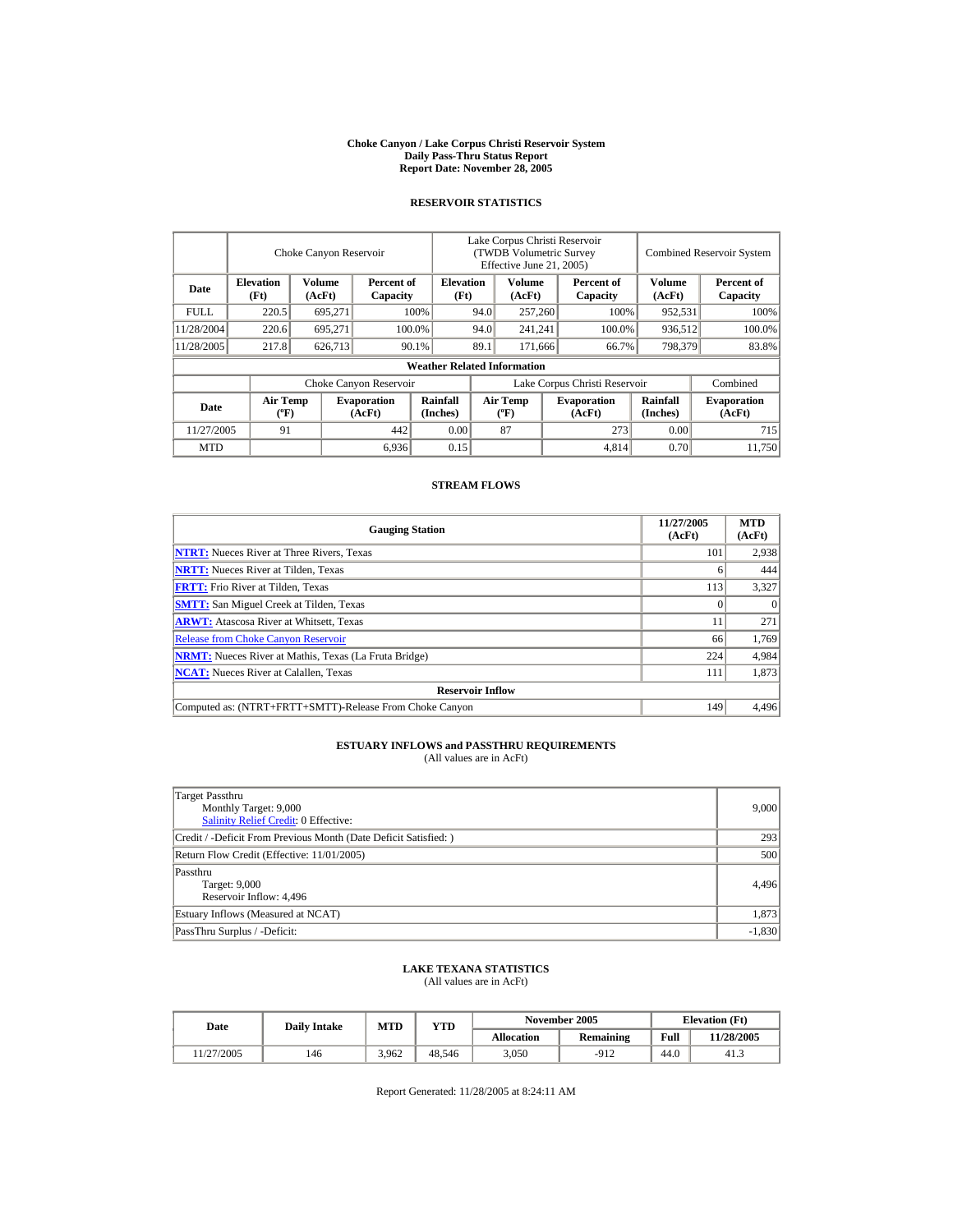# Choke Canyon / Lake Corpus Christi Reservoir System
## Daily Pass-Thru Status Report
## Report Date: November 28, 2005

### RESERVOIR STATISTICS

| Date | Choke Canyon Reservoir | | | Lake Corpus Christi Reservoir (TWDB Volumetric Survey Effective June 21, 2005) | | | Combined Reservoir System | |
|---|---|---|---|---|---|---|---|---|
| | Elevation (Ft) | Volume (AcFt) | Percent of Capacity | Elevation (Ft) | Volume (AcFt) | Percent of Capacity | Volume (AcFt) | Percent of Capacity |
| FULL | 220.5 | 695,271 | 100% | 94.0 | 257,260 | 100% | 952,531 | 100% |
| 11/28/2004 | 220.6 | 695,271 | 100.0% | 94.0 | 241,241 | 100.0% | 936,512 | 100.0% |
| 11/28/2005 | 217.8 | 626,713 | 90.1% | 89.1 | 171,666 | 66.7% | 798,379 | 83.8% |

**Weather Related Information**

| Date | Choke Canyon Reservoir | | | Lake Corpus Christi Reservoir | | | Combined |
|---|---|---|---|---|---|---|---|
| | Air Temp (ºF) | Evaporation (AcFt) | Rainfall (Inches) | Air Temp (ºF) | Evaporation (AcFt) | Rainfall (Inches) | Evaporation (AcFt) |
| 11/27/2005 | 91 | 442 | 0.00 | 87 | 273 | 0.00 | 715 |
| MTD | | 6,936 | 0.15 | | 4,814 | 0.70 | 11,750 |

### STREAM FLOWS

| Gauging Station | 11/27/2005 (AcFt) | MTD (AcFt) |
|---|---|---|
| NTRT: Nueces River at Three Rivers, Texas | 101 | 2,938 |
| NRTT: Nueces River at Tilden, Texas | 6 | 444 |
| FRTT: Frio River at Tilden, Texas | 113 | 3,327 |
| SMTT: San Miguel Creek at Tilden, Texas | 0 | 0 |
| ARWT: Atascosa River at Whitsett, Texas | 11 | 271 |
| Release from Choke Canyon Reservoir | 66 | 1,769 |
| NRMT: Nueces River at Mathis, Texas (La Fruta Bridge) | 224 | 4,984 |
| NCAT: Nueces River at Calallen, Texas | 111 | 1,873 |
| **Reservoir Inflow** | | |
| Computed as: (NTRT+FRTT+SMTT)-Release From Choke Canyon | 149 | 4,496 |

### ESTUARY INFLOWS and PASSTHRU REQUIREMENTS
(All values are in AcFt)

| | |
|---|---|
| Target Passthru<br>Monthly Target: 9,000<br>Salinity Relief Credit: 0 Effective: | 9,000 |
| Credit / -Deficit From Previous Month (Date Deficit Satisfied: ) | 293 |
| Return Flow Credit (Effective: 11/01/2005) | 500 |
| Passthru<br>Target: 9,000<br>Reservoir Inflow: 4,496 | 4,496 |
| Estuary Inflows (Measured at NCAT) | 1,873 |
| PassThru Surplus / -Deficit: | -1,830 |

### LAKE TEXANA STATISTICS
(All values are in AcFt)

| Date | Daily Intake | MTD | YTD | November 2005 | | Elevation (Ft) | |
|---|---|---|---|---|---|---|---|
| | | | | Allocation | Remaining | Full | 11/28/2005 |
| 11/27/2005 | 146 | 3,962 | 48,546 | 3,050 | -912 | 44.0 | 41.3 |

Report Generated: 11/28/2005 at 8:24:11 AM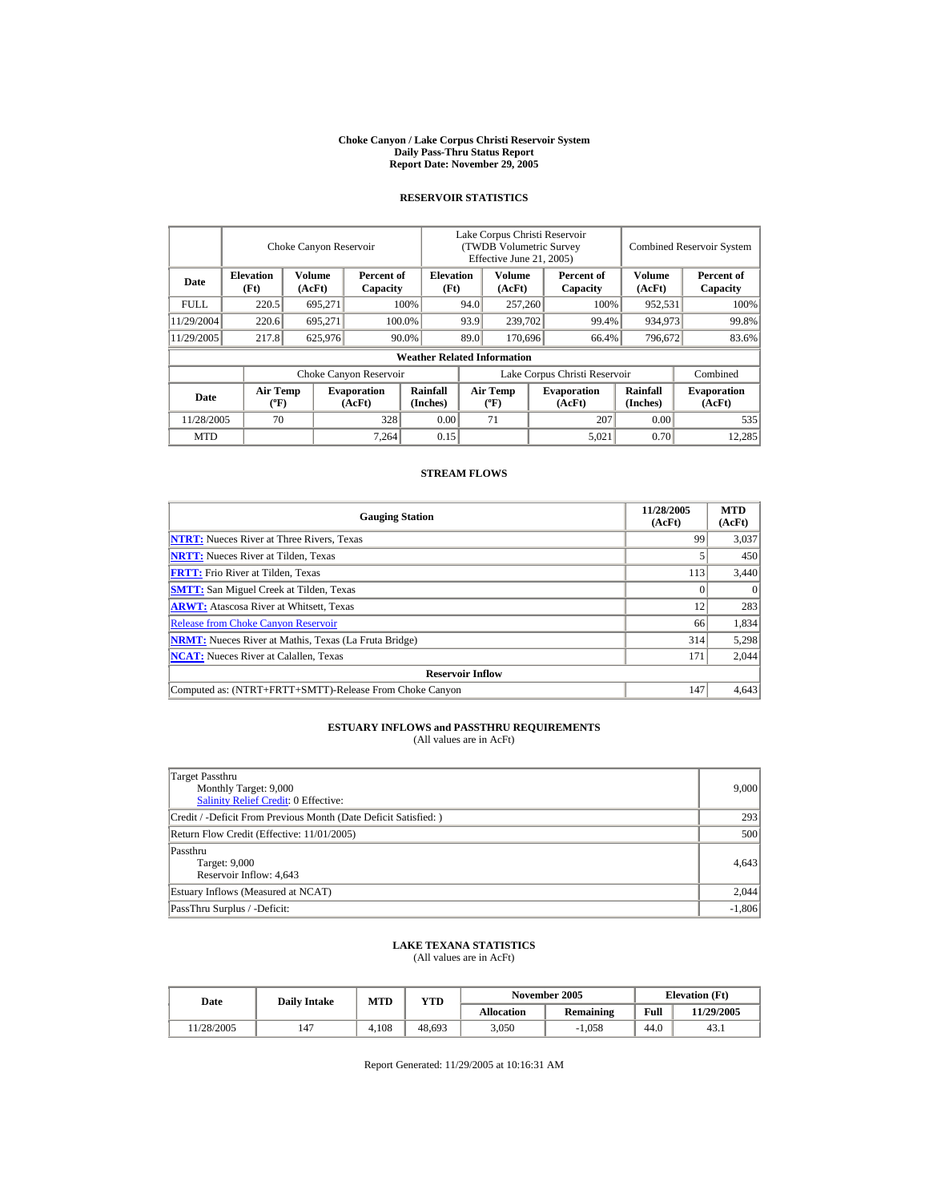**Choke Canyon / Lake Corpus Christi Reservoir System**
**Daily Pass-Thru Status Report**
**Report Date: November 29, 2005**

## RESERVOIR STATISTICS

| Date | Choke Canyon Reservoir | | | Lake Corpus Christi Reservoir (TWDB Volumetric Survey Effective June 21, 2005) | | | Combined Reservoir System | |
|---|---|---|---|---|---|---|---|---|
| | Elevation (Ft) | Volume (AcFt) | Percent of Capacity | Elevation (Ft) | Volume (AcFt) | Percent of Capacity | Volume (AcFt) | Percent of Capacity |
| FULL | 220.5 | 695,271 | 100% | 94.0 | 257,260 | 100% | 952,531 | 100% |
| 11/29/2004 | 220.6 | 695,271 | 100.0% | 93.9 | 239,702 | 99.4% | 934,973 | 99.8% |
| 11/29/2005 | 217.8 | 625,976 | 90.0% | 89.0 | 170,696 | 66.4% | 796,672 | 83.6% |

**Weather Related Information**

| Date | Choke Canyon Reservoir | | | Lake Corpus Christi Reservoir | | | Combined |
|---|---|---|---|---|---|---|---|
| | Air Temp (ºF) | Evaporation (AcFt) | Rainfall (Inches) | Air Temp (ºF) | Evaporation (AcFt) | Rainfall (Inches) | Evaporation (AcFt) |
| 11/28/2005 | 70 | 328 | 0.00 | 71 | 207 | 0.00 | 535 |
| MTD | | 7,264 | 0.15 | | 5,021 | 0.70 | 12,285 |

## STREAM FLOWS

| Gauging Station | 11/28/2005 (AcFt) | MTD (AcFt) |
|---|---|---|
| NTRT: Nueces River at Three Rivers, Texas | 99 | 3,037 |
| NRTT: Nueces River at Tilden, Texas | 5 | 450 |
| FRTT: Frio River at Tilden, Texas | 113 | 3,440 |
| SMTT: San Miguel Creek at Tilden, Texas | 0 | 0 |
| ARWT: Atascosa River at Whitsett, Texas | 12 | 283 |
| Release from Choke Canyon Reservoir | 66 | 1,834 |
| NRMT: Nueces River at Mathis, Texas (La Fruta Bridge) | 314 | 5,298 |
| NCAT: Nueces River at Calallen, Texas | 171 | 2,044 |
| **Reservoir Inflow** | | |
| Computed as: (NTRT+FRTT+SMTT)-Release From Choke Canyon | 147 | 4,643 |

## ESTUARY INFLOWS and PASSTHRU REQUIREMENTS
(All values are in AcFt)

| | |
|---|---|
| Target Passthru<br>Monthly Target: 9,000<br>Salinity Relief Credit: 0 Effective: | 9,000 |
| Credit / -Deficit From Previous Month (Date Deficit Satisfied: ) | 293 |
| Return Flow Credit (Effective: 11/01/2005) | 500 |
| Passthru<br>Target: 9,000<br>Reservoir Inflow: 4,643 | 4,643 |
| Estuary Inflows (Measured at NCAT) | 2,044 |
| PassThru Surplus / -Deficit: | -1,806 |

## LAKE TEXANA STATISTICS
(All values are in AcFt)

| Date | Daily Intake | MTD | YTD | November 2005 | | Elevation (Ft) | |
|---|---|---|---|---|---|---|---|
| | | | | Allocation | Remaining | Full | 11/29/2005 |
| 11/28/2005 | 147 | 4,108 | 48,693 | 3,050 | -1,058 | 44.0 | 43.1 |

Report Generated: 11/29/2005 at 10:16:31 AM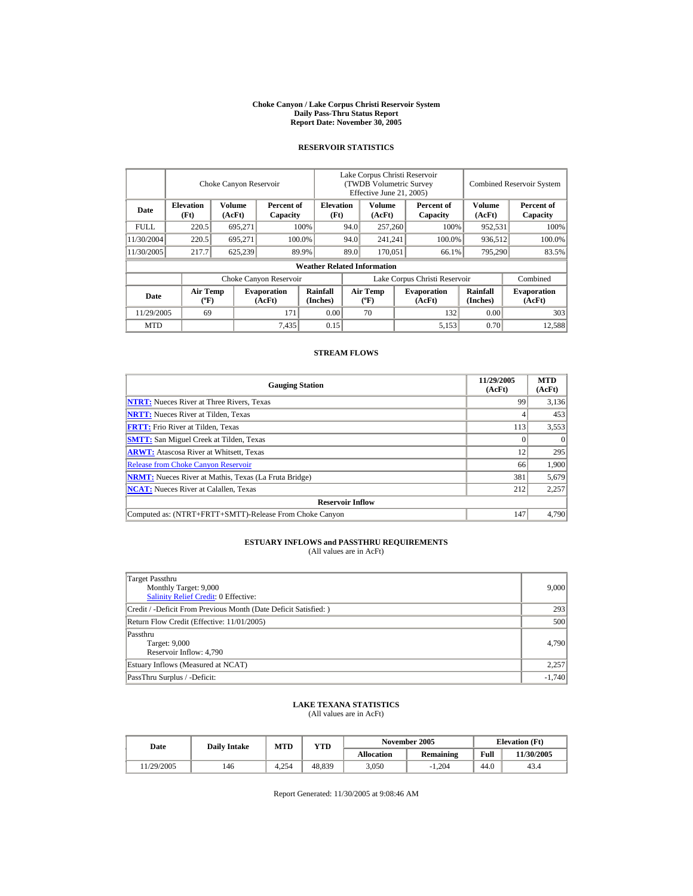# Choke Canyon / Lake Corpus Christi Reservoir System
## Daily Pass-Thru Status Report
## Report Date: November 30, 2005

### RESERVOIR STATISTICS

| | Choke Canyon Reservoir | | | Lake Corpus Christi Reservoir (TWDB Volumetric Survey Effective June 21, 2005) | | | Combined Reservoir System | |
|---|---|---|---|---|---|---|---|---|
| Date | Elevation (Ft) | Volume (AcFt) | Percent of Capacity | Elevation (Ft) | Volume (AcFt) | Percent of Capacity | Volume (AcFt) | Percent of Capacity |
| FULL | 220.5 | 695,271 | 100% | 94.0 | 257,260 | 100% | 952,531 | 100% |
| 11/30/2004 | 220.5 | 695,271 | 100.0% | 94.0 | 241,241 | 100.0% | 936,512 | 100.0% |
| 11/30/2005 | 217.7 | 625,239 | 89.9% | 89.0 | 170,051 | 66.1% | 795,290 | 83.5% |

**Weather Related Information**

| | Choke Canyon Reservoir | | | Lake Corpus Christi Reservoir | | | Combined |
|---|---|---|---|---|---|---|---|
| Date | Air Temp (ºF) | Evaporation (AcFt) | Rainfall (Inches) | Air Temp (ºF) | Evaporation (AcFt) | Rainfall (Inches) | Evaporation (AcFt) |
| 11/29/2005 | 69 | 171 | 0.00 | 70 | 132 | 0.00 | 303 |
| MTD | | 7,435 | 0.15 | | 5,153 | 0.70 | 12,588 |

### STREAM FLOWS

| Gauging Station | 11/29/2005 (AcFt) | MTD (AcFt) |
|---|---|---|
| NTRT: Nueces River at Three Rivers, Texas | 99 | 3,136 |
| NRTT: Nueces River at Tilden, Texas | 4 | 453 |
| FRTT: Frio River at Tilden, Texas | 113 | 3,553 |
| SMTT: San Miguel Creek at Tilden, Texas | 0 | 0 |
| ARWT: Atascosa River at Whitsett, Texas | 12 | 295 |
| Release from Choke Canyon Reservoir | 66 | 1,900 |
| NRMT: Nueces River at Mathis, Texas (La Fruta Bridge) | 381 | 5,679 |
| NCAT: Nueces River at Calallen, Texas | 212 | 2,257 |
| **Reservoir Inflow** | | |
| Computed as: (NTRT+FRTT+SMTT)-Release From Choke Canyon | 147 | 4,790 |

### ESTUARY INFLOWS and PASSTHRU REQUIREMENTS
(All values are in AcFt)

| | |
|---|---|
| Target Passthru<br>Monthly Target: 9,000<br>Salinity Relief Credit: 0 Effective: | 9,000 |
| Credit / -Deficit From Previous Month (Date Deficit Satisfied: ) | 293 |
| Return Flow Credit (Effective: 11/01/2005) | 500 |
| Passthru<br>Target: 9,000<br>Reservoir Inflow: 4,790 | 4,790 |
| Estuary Inflows (Measured at NCAT) | 2,257 |
| PassThru Surplus / -Deficit: | -1,740 |

### LAKE TEXANA STATISTICS
(All values are in AcFt)

| Date | Daily Intake | MTD | YTD | November 2005 | | Elevation (Ft) | |
|---|---|---|---|---|---|---|---|
| | | | | Allocation | Remaining | Full | 11/30/2005 |
| 11/29/2005 | 146 | 4,254 | 48,839 | 3,050 | -1,204 | 44.0 | 43.4 |

Report Generated: 11/30/2005 at 9:08:46 AM